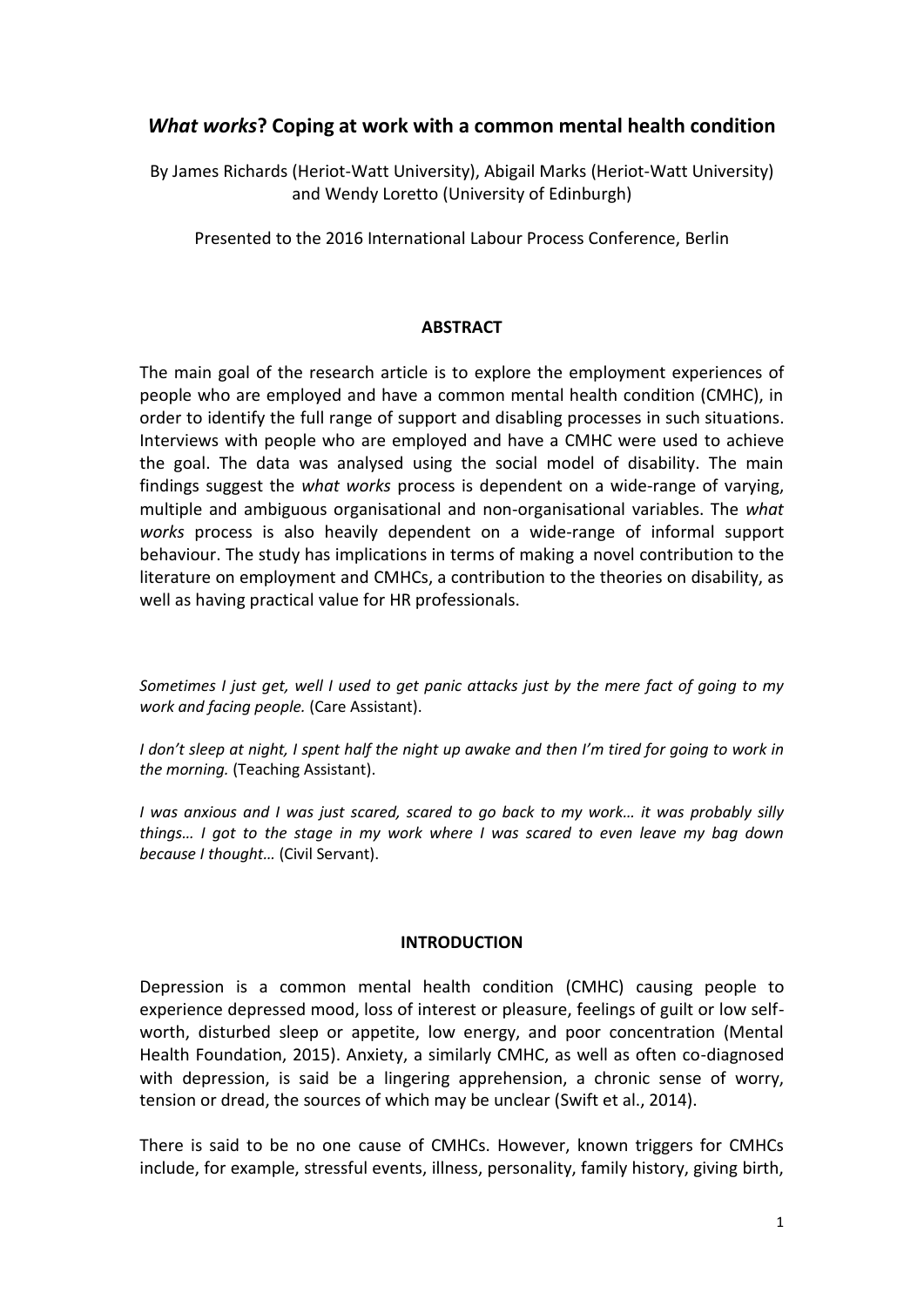# *What works*? Coping at work with a common mental health condition

By James Richards (Heriot-Watt University), Abigail Marks (Heriot-Watt University) and Wendy Loretto (University of Edinburgh)

Presented to the 2016 International Labour Process Conference, Berlin

## ABSTRACT

The main goal of the research article is to explore the employment experiences of people who are employed and have a common mental health condition (CMHC), in order to identify the full range of support and disabling processes in such situations. Interviews with people who are employed and have a CMHC were used to achieve the goal. The data was analysed using the social model of disability. The main findings suggest the *what works* process is dependent on a wide-range of varying, multiple and ambiguous organisational and non-organisational variables. The *what works* process is also heavily dependent on a wide-range of informal support behaviour. The study has implications in terms of making a novel contribution to the literature on employment and CMHCs, a contribution to the theories on disability, as well as having practical value for HR professionals.

*Sometimes I just get, well I used to get panic attacks just by the mere fact of going to my work and facing people.* (Care Assistant).

*I don't sleep at night, I spent half the night up awake and then I'm tired for going to work in the morning.* (Teaching Assistant).

*I was anxious and I was just scared, scared to go back to my work… it was probably silly things… I got to the stage in my work where I was scared to even leave my bag down because I thought…* (Civil Servant).

## INTRODUCTION

Depression is a common mental health condition (CMHC) causing people to experience depressed mood, loss of interest or pleasure, feelings of guilt or low self-worth, disturbed sleep or appetite, low energy, and poor concentration (Mental Health Foundation, 2015). Anxiety, a similarly CMHC, as well as often co-diagnosed with depression, is said be a lingering apprehension, a chronic sense of worry, tension or dread, the sources of which may be unclear (Swift et al., 2014).

There is said to be no one cause of CMHCs. However, known triggers for CMHCs include, for example, stressful events, illness, personality, family history, giving birth,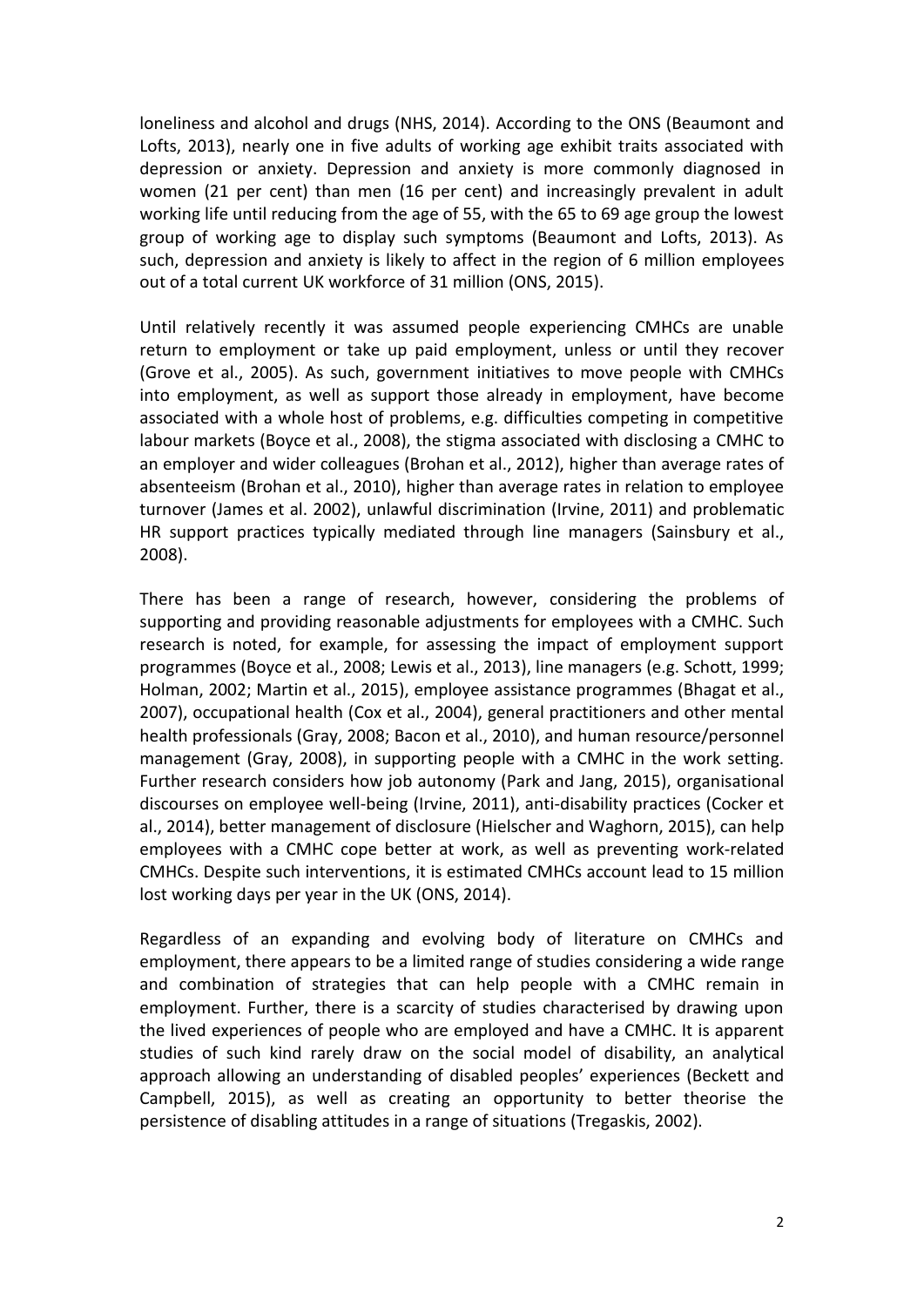loneliness and alcohol and drugs (NHS, 2014). According to the ONS (Beaumont and Lofts, 2013), nearly one in five adults of working age exhibit traits associated with depression or anxiety. Depression and anxiety is more commonly diagnosed in women (21 per cent) than men (16 per cent) and increasingly prevalent in adult working life until reducing from the age of 55, with the 65 to 69 age group the lowest group of working age to display such symptoms (Beaumont and Lofts, 2013). As such, depression and anxiety is likely to affect in the region of 6 million employees out of a total current UK workforce of 31 million (ONS, 2015).

Until relatively recently it was assumed people experiencing CMHCs are unable return to employment or take up paid employment, unless or until they recover (Grove et al., 2005). As such, government initiatives to move people with CMHCs into employment, as well as support those already in employment, have become associated with a whole host of problems, e.g. difficulties competing in competitive labour markets (Boyce et al., 2008), the stigma associated with disclosing a CMHC to an employer and wider colleagues (Brohan et al., 2012), higher than average rates of absenteeism (Brohan et al., 2010), higher than average rates in relation to employee turnover (James et al. 2002), unlawful discrimination (Irvine, 2011) and problematic HR support practices typically mediated through line managers (Sainsbury et al., 2008).

There has been a range of research, however, considering the problems of supporting and providing reasonable adjustments for employees with a CMHC. Such research is noted, for example, for assessing the impact of employment support programmes (Boyce et al., 2008; Lewis et al., 2013), line managers (e.g. Schott, 1999; Holman, 2002; Martin et al., 2015), employee assistance programmes (Bhagat et al., 2007), occupational health (Cox et al., 2004), general practitioners and other mental health professionals (Gray, 2008; Bacon et al., 2010), and human resource/personnel management (Gray, 2008), in supporting people with a CMHC in the work setting. Further research considers how job autonomy (Park and Jang, 2015), organisational discourses on employee well-being (Irvine, 2011), anti-disability practices (Cocker et al., 2014), better management of disclosure (Hielscher and Waghorn, 2015), can help employees with a CMHC cope better at work, as well as preventing work-related CMHCs. Despite such interventions, it is estimated CMHCs account lead to 15 million lost working days per year in the UK (ONS, 2014).

Regardless of an expanding and evolving body of literature on CMHCs and employment, there appears to be a limited range of studies considering a wide range and combination of strategies that can help people with a CMHC remain in employment. Further, there is a scarcity of studies characterised by drawing upon the lived experiences of people who are employed and have a CMHC. It is apparent studies of such kind rarely draw on the social model of disability, an analytical approach allowing an understanding of disabled peoples' experiences (Beckett and Campbell, 2015), as well as creating an opportunity to better theorise the persistence of disabling attitudes in a range of situations (Tregaskis, 2002).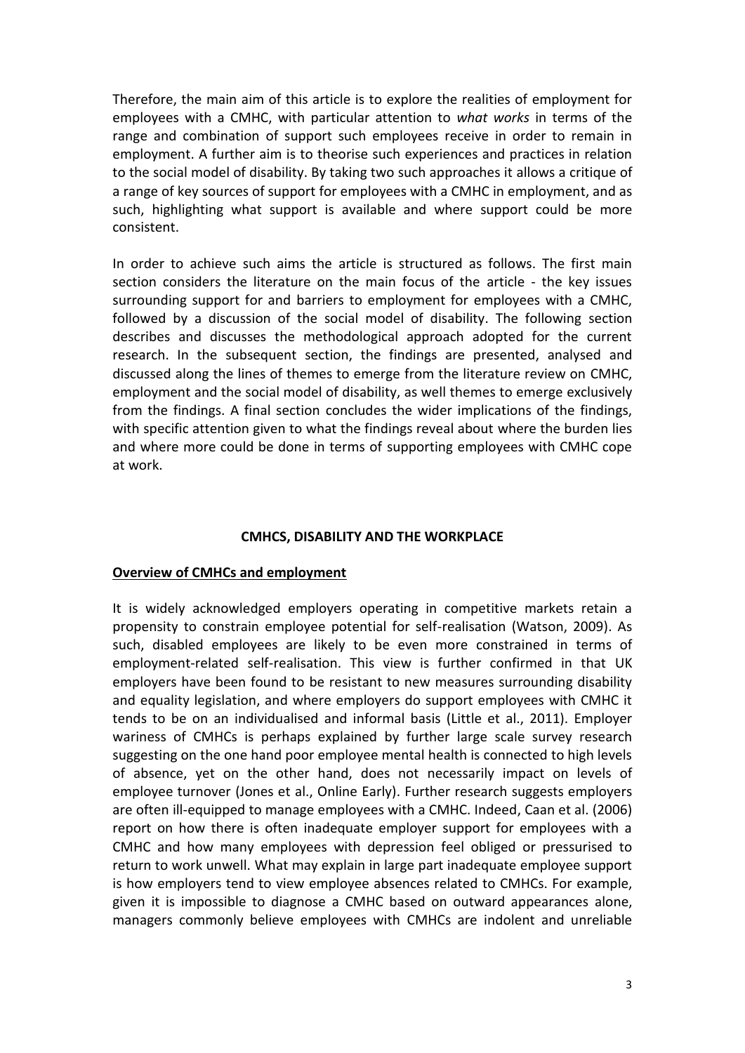Therefore, the main aim of this article is to explore the realities of employment for employees with a CMHC, with particular attention to *what works* in terms of the range and combination of support such employees receive in order to remain in employment. A further aim is to theorise such experiences and practices in relation to the social model of disability. By taking two such approaches it allows a critique of a range of key sources of support for employees with a CMHC in employment, and as such, highlighting what support is available and where support could be more consistent.

In order to achieve such aims the article is structured as follows. The first main section considers the literature on the main focus of the article - the key issues surrounding support for and barriers to employment for employees with a CMHC, followed by a discussion of the social model of disability. The following section describes and discusses the methodological approach adopted for the current research. In the subsequent section, the findings are presented, analysed and discussed along the lines of themes to emerge from the literature review on CMHC, employment and the social model of disability, as well themes to emerge exclusively from the findings. A final section concludes the wider implications of the findings, with specific attention given to what the findings reveal about where the burden lies and where more could be done in terms of supporting employees with CMHC cope at work.

## CMHCS, DISABILITY AND THE WORKPLACE

### Overview of CMHCs and employment

It is widely acknowledged employers operating in competitive markets retain a propensity to constrain employee potential for self-realisation (Watson, 2009). As such, disabled employees are likely to be even more constrained in terms of employment-related self-realisation. This view is further confirmed in that UK employers have been found to be resistant to new measures surrounding disability and equality legislation, and where employers do support employees with CMHC it tends to be on an individualised and informal basis (Little et al., 2011). Employer wariness of CMHCs is perhaps explained by further large scale survey research suggesting on the one hand poor employee mental health is connected to high levels of absence, yet on the other hand, does not necessarily impact on levels of employee turnover (Jones et al., Online Early). Further research suggests employers are often ill-equipped to manage employees with a CMHC. Indeed, Caan et al. (2006) report on how there is often inadequate employer support for employees with a CMHC and how many employees with depression feel obliged or pressurised to return to work unwell. What may explain in large part inadequate employee support is how employers tend to view employee absences related to CMHCs. For example, given it is impossible to diagnose a CMHC based on outward appearances alone, managers commonly believe employees with CMHCs are indolent and unreliable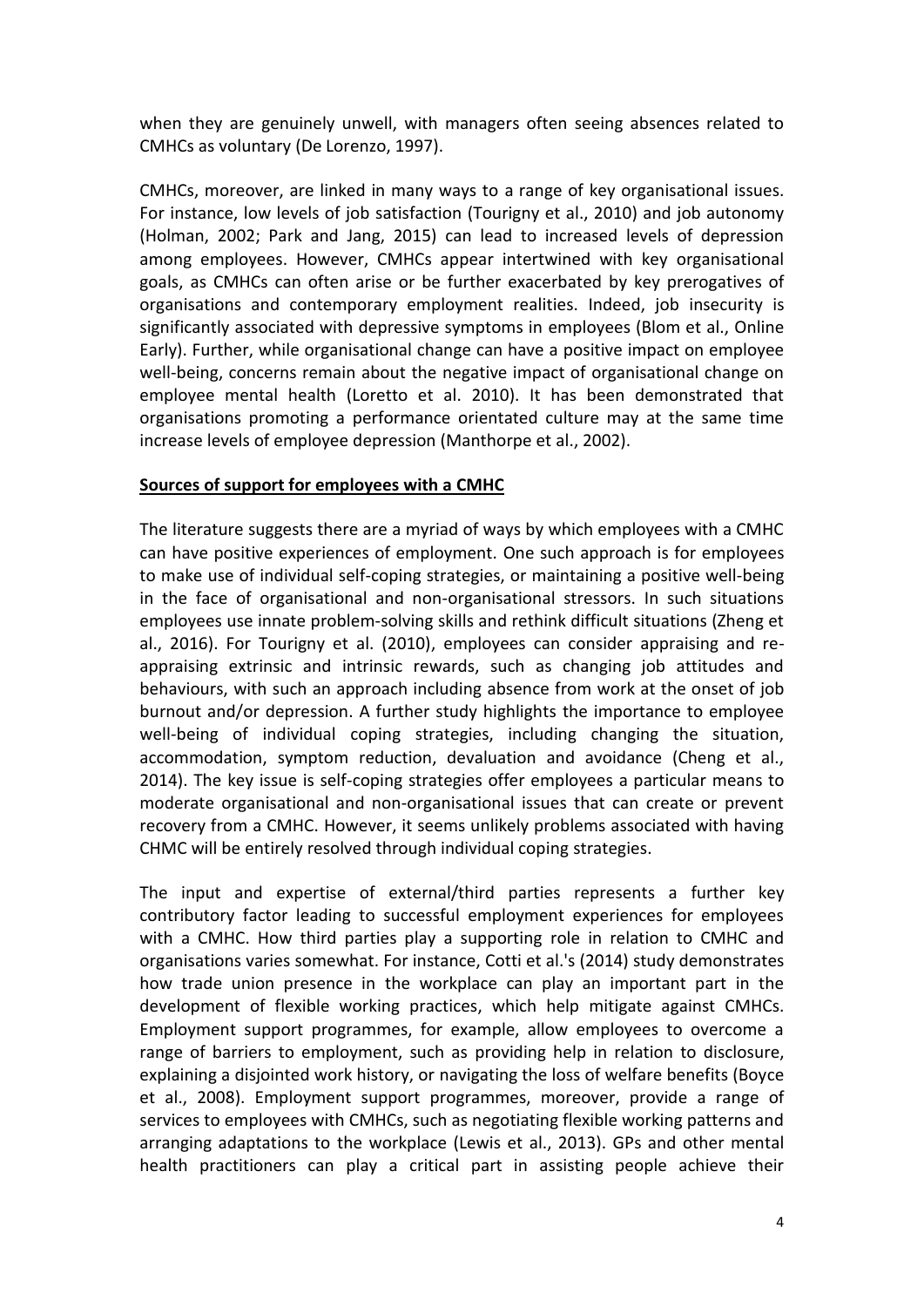when they are genuinely unwell, with managers often seeing absences related to CMHCs as voluntary (De Lorenzo, 1997).

CMHCs, moreover, are linked in many ways to a range of key organisational issues. For instance, low levels of job satisfaction (Tourigny et al., 2010) and job autonomy (Holman, 2002; Park and Jang, 2015) can lead to increased levels of depression among employees. However, CMHCs appear intertwined with key organisational goals, as CMHCs can often arise or be further exacerbated by key prerogatives of organisations and contemporary employment realities. Indeed, job insecurity is significantly associated with depressive symptoms in employees (Blom et al., Online Early). Further, while organisational change can have a positive impact on employee well-being, concerns remain about the negative impact of organisational change on employee mental health (Loretto et al. 2010). It has been demonstrated that organisations promoting a performance orientated culture may at the same time increase levels of employee depression (Manthorpe et al., 2002).

## Sources of support for employees with a CMHC

The literature suggests there are a myriad of ways by which employees with a CMHC can have positive experiences of employment. One such approach is for employees to make use of individual self-coping strategies, or maintaining a positive well-being in the face of organisational and non-organisational stressors. In such situations employees use innate problem-solving skills and rethink difficult situations (Zheng et al., 2016). For Tourigny et al. (2010), employees can consider appraising and re-appraising extrinsic and intrinsic rewards, such as changing job attitudes and behaviours, with such an approach including absence from work at the onset of job burnout and/or depression. A further study highlights the importance to employee well-being of individual coping strategies, including changing the situation, accommodation, symptom reduction, devaluation and avoidance (Cheng et al., 2014). The key issue is self-coping strategies offer employees a particular means to moderate organisational and non-organisational issues that can create or prevent recovery from a CMHC. However, it seems unlikely problems associated with having CHMC will be entirely resolved through individual coping strategies.

The input and expertise of external/third parties represents a further key contributory factor leading to successful employment experiences for employees with a CMHC. How third parties play a supporting role in relation to CMHC and organisations varies somewhat. For instance, Cotti et al.'s (2014) study demonstrates how trade union presence in the workplace can play an important part in the development of flexible working practices, which help mitigate against CMHCs. Employment support programmes, for example, allow employees to overcome a range of barriers to employment, such as providing help in relation to disclosure, explaining a disjointed work history, or navigating the loss of welfare benefits (Boyce et al., 2008). Employment support programmes, moreover, provide a range of services to employees with CMHCs, such as negotiating flexible working patterns and arranging adaptations to the workplace (Lewis et al., 2013). GPs and other mental health practitioners can play a critical part in assisting people achieve their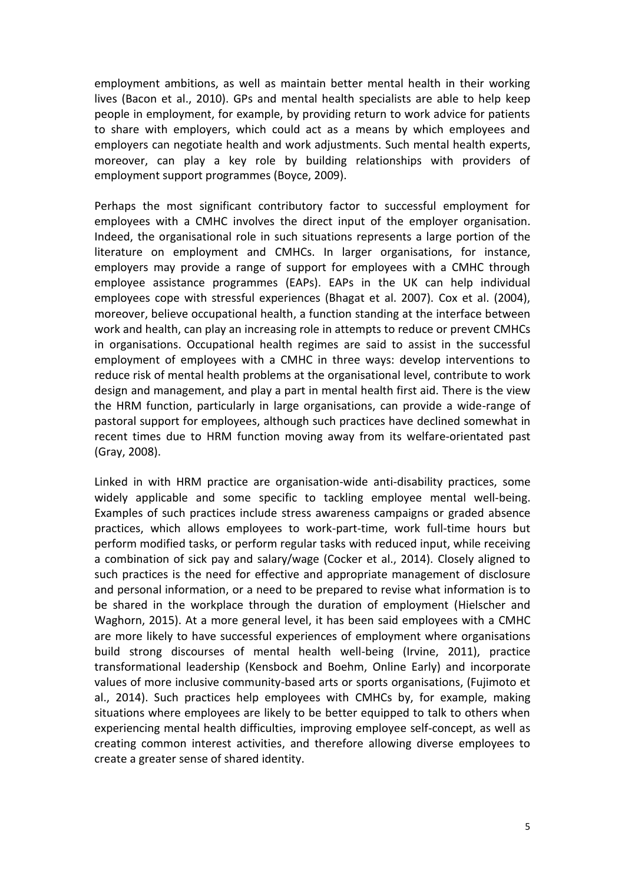employment ambitions, as well as maintain better mental health in their working lives (Bacon et al., 2010). GPs and mental health specialists are able to help keep people in employment, for example, by providing return to work advice for patients to share with employers, which could act as a means by which employees and employers can negotiate health and work adjustments. Such mental health experts, moreover, can play a key role by building relationships with providers of employment support programmes (Boyce, 2009).

Perhaps the most significant contributory factor to successful employment for employees with a CMHC involves the direct input of the employer organisation. Indeed, the organisational role in such situations represents a large portion of the literature on employment and CMHCs. In larger organisations, for instance, employers may provide a range of support for employees with a CMHC through employee assistance programmes (EAPs). EAPs in the UK can help individual employees cope with stressful experiences (Bhagat et al. 2007). Cox et al. (2004), moreover, believe occupational health, a function standing at the interface between work and health, can play an increasing role in attempts to reduce or prevent CMHCs in organisations. Occupational health regimes are said to assist in the successful employment of employees with a CMHC in three ways: develop interventions to reduce risk of mental health problems at the organisational level, contribute to work design and management, and play a part in mental health first aid. There is the view the HRM function, particularly in large organisations, can provide a wide-range of pastoral support for employees, although such practices have declined somewhat in recent times due to HRM function moving away from its welfare-orientated past (Gray, 2008).

Linked in with HRM practice are organisation-wide anti-disability practices, some widely applicable and some specific to tackling employee mental well-being. Examples of such practices include stress awareness campaigns or graded absence practices, which allows employees to work-part-time, work full-time hours but perform modified tasks, or perform regular tasks with reduced input, while receiving a combination of sick pay and salary/wage (Cocker et al., 2014). Closely aligned to such practices is the need for effective and appropriate management of disclosure and personal information, or a need to be prepared to revise what information is to be shared in the workplace through the duration of employment (Hielscher and Waghorn, 2015). At a more general level, it has been said employees with a CMHC are more likely to have successful experiences of employment where organisations build strong discourses of mental health well-being (Irvine, 2011), practice transformational leadership (Kensbock and Boehm, Online Early) and incorporate values of more inclusive community-based arts or sports organisations, (Fujimoto et al., 2014). Such practices help employees with CMHCs by, for example, making situations where employees are likely to be better equipped to talk to others when experiencing mental health difficulties, improving employee self-concept, as well as creating common interest activities, and therefore allowing diverse employees to create a greater sense of shared identity.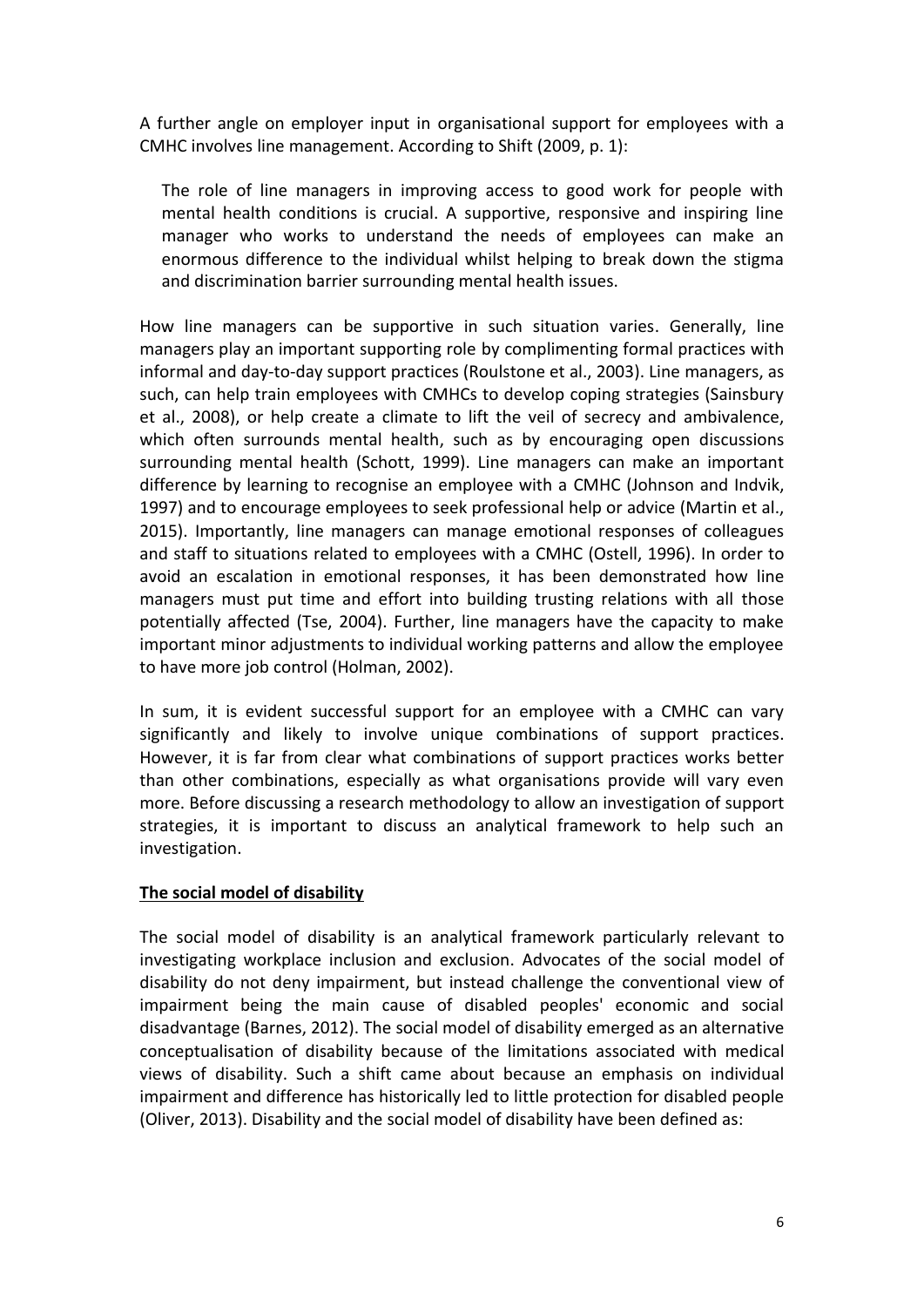A further angle on employer input in organisational support for employees with a CMHC involves line management. According to Shift (2009, p. 1):

> The role of line managers in improving access to good work for people with mental health conditions is crucial. A supportive, responsive and inspiring line manager who works to understand the needs of employees can make an enormous difference to the individual whilst helping to break down the stigma and discrimination barrier surrounding mental health issues.

How line managers can be supportive in such situation varies. Generally, line managers play an important supporting role by complimenting formal practices with informal and day-to-day support practices (Roulstone et al., 2003). Line managers, as such, can help train employees with CMHCs to develop coping strategies (Sainsbury et al., 2008), or help create a climate to lift the veil of secrecy and ambivalence, which often surrounds mental health, such as by encouraging open discussions surrounding mental health (Schott, 1999). Line managers can make an important difference by learning to recognise an employee with a CMHC (Johnson and Indvik, 1997) and to encourage employees to seek professional help or advice (Martin et al., 2015). Importantly, line managers can manage emotional responses of colleagues and staff to situations related to employees with a CMHC (Ostell, 1996). In order to avoid an escalation in emotional responses, it has been demonstrated how line managers must put time and effort into building trusting relations with all those potentially affected (Tse, 2004). Further, line managers have the capacity to make important minor adjustments to individual working patterns and allow the employee to have more job control (Holman, 2002).

In sum, it is evident successful support for an employee with a CMHC can vary significantly and likely to involve unique combinations of support practices. However, it is far from clear what combinations of support practices works better than other combinations, especially as what organisations provide will vary even more. Before discussing a research methodology to allow an investigation of support strategies, it is important to discuss an analytical framework to help such an investigation.

## The social model of disability

The social model of disability is an analytical framework particularly relevant to investigating workplace inclusion and exclusion. Advocates of the social model of disability do not deny impairment, but instead challenge the conventional view of impairment being the main cause of disabled peoples' economic and social disadvantage (Barnes, 2012). The social model of disability emerged as an alternative conceptualisation of disability because of the limitations associated with medical views of disability. Such a shift came about because an emphasis on individual impairment and difference has historically led to little protection for disabled people (Oliver, 2013). Disability and the social model of disability have been defined as: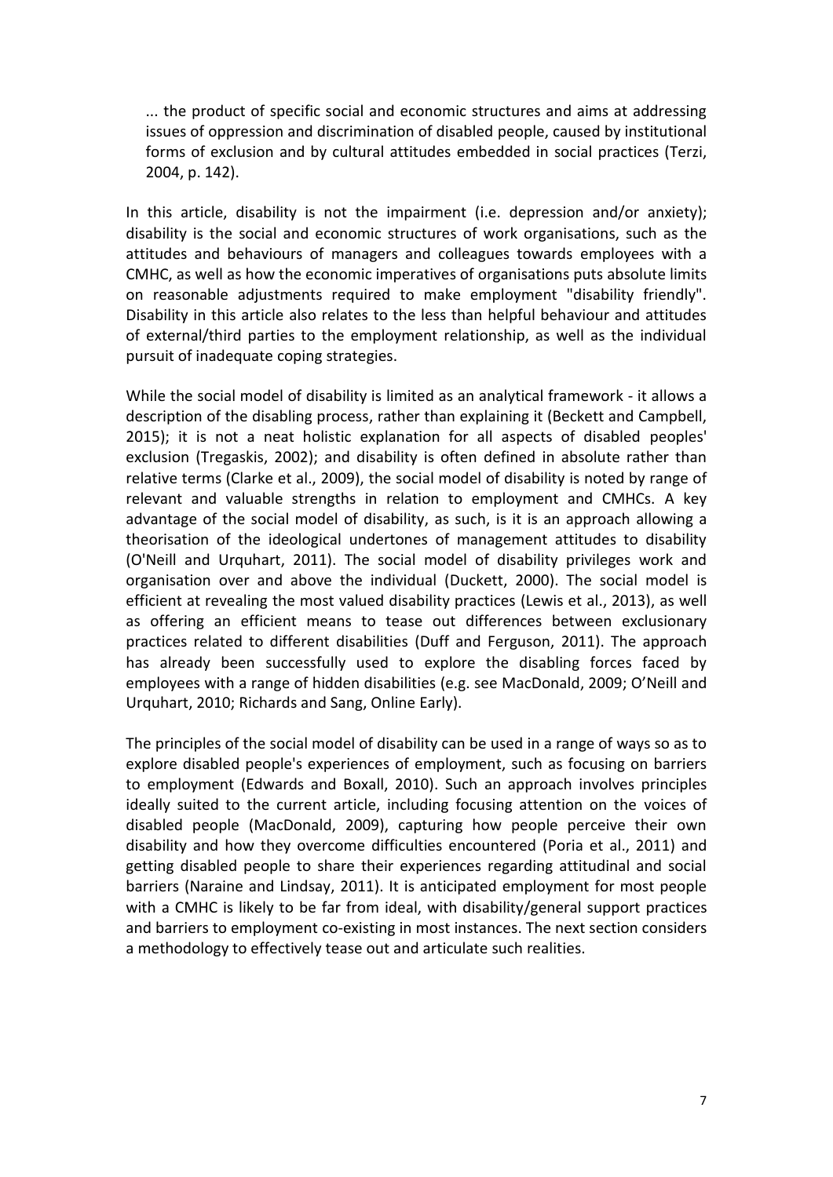> ... the product of specific social and economic structures and aims at addressing issues of oppression and discrimination of disabled people, caused by institutional forms of exclusion and by cultural attitudes embedded in social practices (Terzi, 2004, p. 142).

In this article, disability is not the impairment (i.e. depression and/or anxiety); disability is the social and economic structures of work organisations, such as the attitudes and behaviours of managers and colleagues towards employees with a CMHC, as well as how the economic imperatives of organisations puts absolute limits on reasonable adjustments required to make employment "disability friendly". Disability in this article also relates to the less than helpful behaviour and attitudes of external/third parties to the employment relationship, as well as the individual pursuit of inadequate coping strategies.

While the social model of disability is limited as an analytical framework - it allows a description of the disabling process, rather than explaining it (Beckett and Campbell, 2015); it is not a neat holistic explanation for all aspects of disabled peoples' exclusion (Tregaskis, 2002); and disability is often defined in absolute rather than relative terms (Clarke et al., 2009), the social model of disability is noted by range of relevant and valuable strengths in relation to employment and CMHCs. A key advantage of the social model of disability, as such, is it is an approach allowing a theorisation of the ideological undertones of management attitudes to disability (O'Neill and Urquhart, 2011). The social model of disability privileges work and organisation over and above the individual (Duckett, 2000). The social model is efficient at revealing the most valued disability practices (Lewis et al., 2013), as well as offering an efficient means to tease out differences between exclusionary practices related to different disabilities (Duff and Ferguson, 2011). The approach has already been successfully used to explore the disabling forces faced by employees with a range of hidden disabilities (e.g. see MacDonald, 2009; O'Neill and Urquhart, 2010; Richards and Sang, Online Early).

The principles of the social model of disability can be used in a range of ways so as to explore disabled people's experiences of employment, such as focusing on barriers to employment (Edwards and Boxall, 2010). Such an approach involves principles ideally suited to the current article, including focusing attention on the voices of disabled people (MacDonald, 2009), capturing how people perceive their own disability and how they overcome difficulties encountered (Poria et al., 2011) and getting disabled people to share their experiences regarding attitudinal and social barriers (Naraine and Lindsay, 2011). It is anticipated employment for most people with a CMHC is likely to be far from ideal, with disability/general support practices and barriers to employment co-existing in most instances. The next section considers a methodology to effectively tease out and articulate such realities.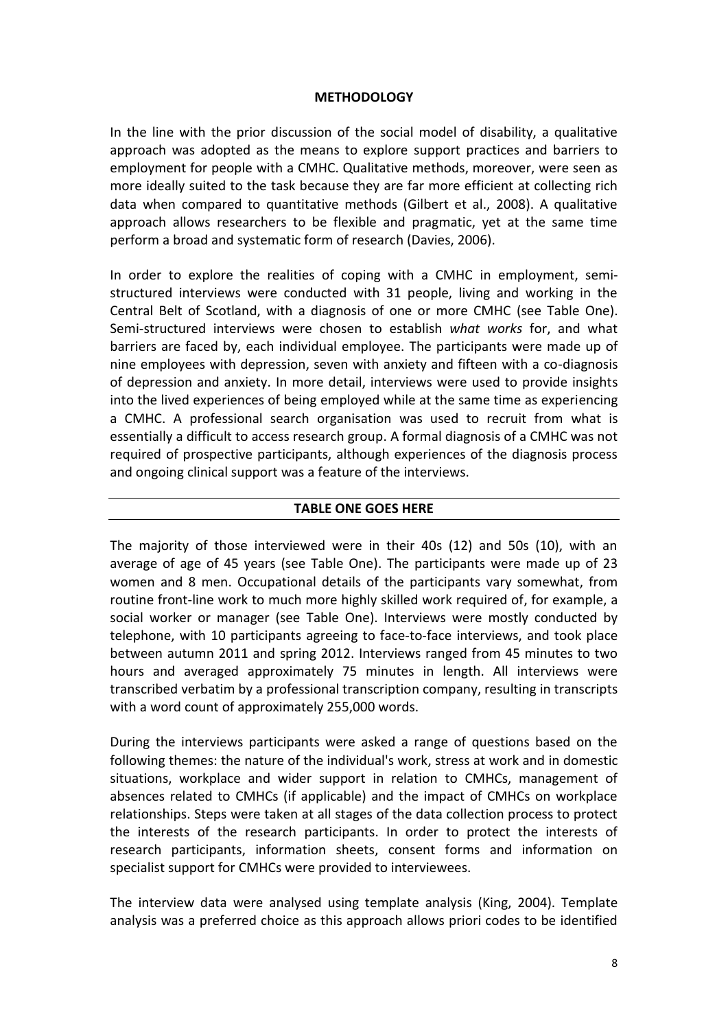## METHODOLOGY

In the line with the prior discussion of the social model of disability, a qualitative approach was adopted as the means to explore support practices and barriers to employment for people with a CMHC. Qualitative methods, moreover, were seen as more ideally suited to the task because they are far more efficient at collecting rich data when compared to quantitative methods (Gilbert et al., 2008). A qualitative approach allows researchers to be flexible and pragmatic, yet at the same time perform a broad and systematic form of research (Davies, 2006).

In order to explore the realities of coping with a CMHC in employment, semi-structured interviews were conducted with 31 people, living and working in the Central Belt of Scotland, with a diagnosis of one or more CMHC (see Table One). Semi-structured interviews were chosen to establish *what works* for, and what barriers are faced by, each individual employee. The participants were made up of nine employees with depression, seven with anxiety and fifteen with a co-diagnosis of depression and anxiety. In more detail, interviews were used to provide insights into the lived experiences of being employed while at the same time as experiencing a CMHC. A professional search organisation was used to recruit from what is essentially a difficult to access research group. A formal diagnosis of a CMHC was not required of prospective participants, although experiences of the diagnosis process and ongoing clinical support was a feature of the interviews.

**TABLE ONE GOES HERE**

The majority of those interviewed were in their 40s (12) and 50s (10), with an average of age of 45 years (see Table One). The participants were made up of 23 women and 8 men. Occupational details of the participants vary somewhat, from routine front-line work to much more highly skilled work required of, for example, a social worker or manager (see Table One). Interviews were mostly conducted by telephone, with 10 participants agreeing to face-to-face interviews, and took place between autumn 2011 and spring 2012. Interviews ranged from 45 minutes to two hours and averaged approximately 75 minutes in length. All interviews were transcribed verbatim by a professional transcription company, resulting in transcripts with a word count of approximately 255,000 words.

During the interviews participants were asked a range of questions based on the following themes: the nature of the individual's work, stress at work and in domestic situations, workplace and wider support in relation to CMHCs, management of absences related to CMHCs (if applicable) and the impact of CMHCs on workplace relationships. Steps were taken at all stages of the data collection process to protect the interests of the research participants. In order to protect the interests of research participants, information sheets, consent forms and information on specialist support for CMHCs were provided to interviewees.

The interview data were analysed using template analysis (King, 2004). Template analysis was a preferred choice as this approach allows priori codes to be identified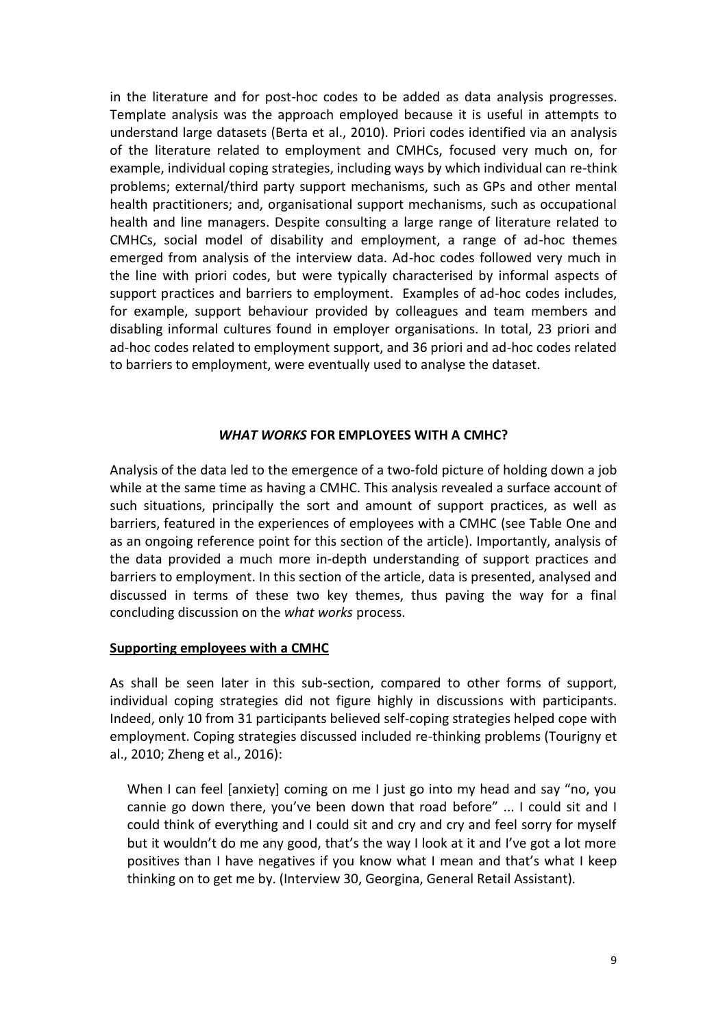in the literature and for post-hoc codes to be added as data analysis progresses. Template analysis was the approach employed because it is useful in attempts to understand large datasets (Berta et al., 2010). Priori codes identified via an analysis of the literature related to employment and CMHCs, focused very much on, for example, individual coping strategies, including ways by which individual can re-think problems; external/third party support mechanisms, such as GPs and other mental health practitioners; and, organisational support mechanisms, such as occupational health and line managers. Despite consulting a large range of literature related to CMHCs, social model of disability and employment, a range of ad-hoc themes emerged from analysis of the interview data. Ad-hoc codes followed very much in the line with priori codes, but were typically characterised by informal aspects of support practices and barriers to employment. Examples of ad-hoc codes includes, for example, support behaviour provided by colleagues and team members and disabling informal cultures found in employer organisations. In total, 23 priori and ad-hoc codes related to employment support, and 36 priori and ad-hoc codes related to barriers to employment, were eventually used to analyse the dataset.

## *WHAT WORKS* FOR EMPLOYEES WITH A CMHC?

Analysis of the data led to the emergence of a two-fold picture of holding down a job while at the same time as having a CMHC. This analysis revealed a surface account of such situations, principally the sort and amount of support practices, as well as barriers, featured in the experiences of employees with a CMHC (see Table One and as an ongoing reference point for this section of the article). Importantly, analysis of the data provided a much more in-depth understanding of support practices and barriers to employment. In this section of the article, data is presented, analysed and discussed in terms of these two key themes, thus paving the way for a final concluding discussion on the *what works* process.

### Supporting employees with a CMHC

As shall be seen later in this sub-section, compared to other forms of support, individual coping strategies did not figure highly in discussions with participants. Indeed, only 10 from 31 participants believed self-coping strategies helped cope with employment. Coping strategies discussed included re-thinking problems (Tourigny et al., 2010; Zheng et al., 2016):

> When I can feel [anxiety] coming on me I just go into my head and say "no, you cannie go down there, you've been down that road before" ... I could sit and I could think of everything and I could sit and cry and cry and feel sorry for myself but it wouldn't do me any good, that's the way I look at it and I've got a lot more positives than I have negatives if you know what I mean and that's what I keep thinking on to get me by. (Interview 30, Georgina, General Retail Assistant).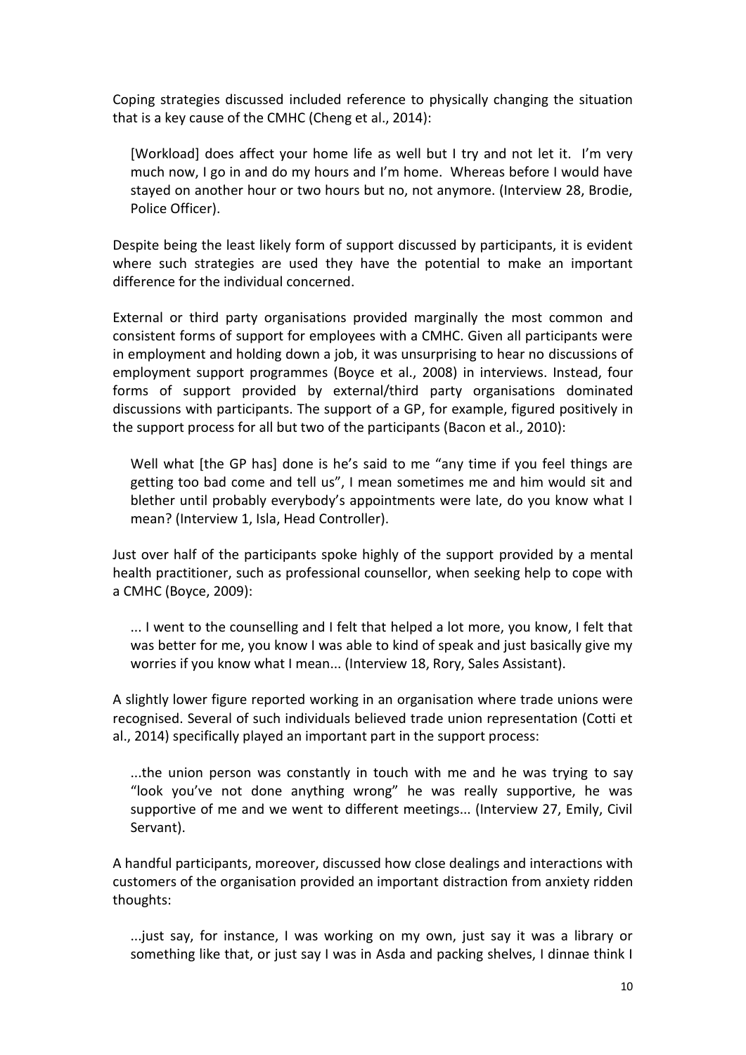Coping strategies discussed included reference to physically changing the situation that is a key cause of the CMHC (Cheng et al., 2014):

> [Workload] does affect your home life as well but I try and not let it. I'm very much now, I go in and do my hours and I'm home. Whereas before I would have stayed on another hour or two hours but no, not anymore. (Interview 28, Brodie, Police Officer).

Despite being the least likely form of support discussed by participants, it is evident where such strategies are used they have the potential to make an important difference for the individual concerned.

External or third party organisations provided marginally the most common and consistent forms of support for employees with a CMHC. Given all participants were in employment and holding down a job, it was unsurprising to hear no discussions of employment support programmes (Boyce et al., 2008) in interviews. Instead, four forms of support provided by external/third party organisations dominated discussions with participants. The support of a GP, for example, figured positively in the support process for all but two of the participants (Bacon et al., 2010):

> Well what [the GP has] done is he's said to me "any time if you feel things are getting too bad come and tell us", I mean sometimes me and him would sit and blether until probably everybody's appointments were late, do you know what I mean? (Interview 1, Isla, Head Controller).

Just over half of the participants spoke highly of the support provided by a mental health practitioner, such as professional counsellor, when seeking help to cope with a CMHC (Boyce, 2009):

> ... I went to the counselling and I felt that helped a lot more, you know, I felt that was better for me, you know I was able to kind of speak and just basically give my worries if you know what I mean... (Interview 18, Rory, Sales Assistant).

A slightly lower figure reported working in an organisation where trade unions were recognised. Several of such individuals believed trade union representation (Cotti et al., 2014) specifically played an important part in the support process:

> ...the union person was constantly in touch with me and he was trying to say "look you've not done anything wrong" he was really supportive, he was supportive of me and we went to different meetings... (Interview 27, Emily, Civil Servant).

A handful participants, moreover, discussed how close dealings and interactions with customers of the organisation provided an important distraction from anxiety ridden thoughts:

> ...just say, for instance, I was working on my own, just say it was a library or something like that, or just say I was in Asda and packing shelves, I dinnae think I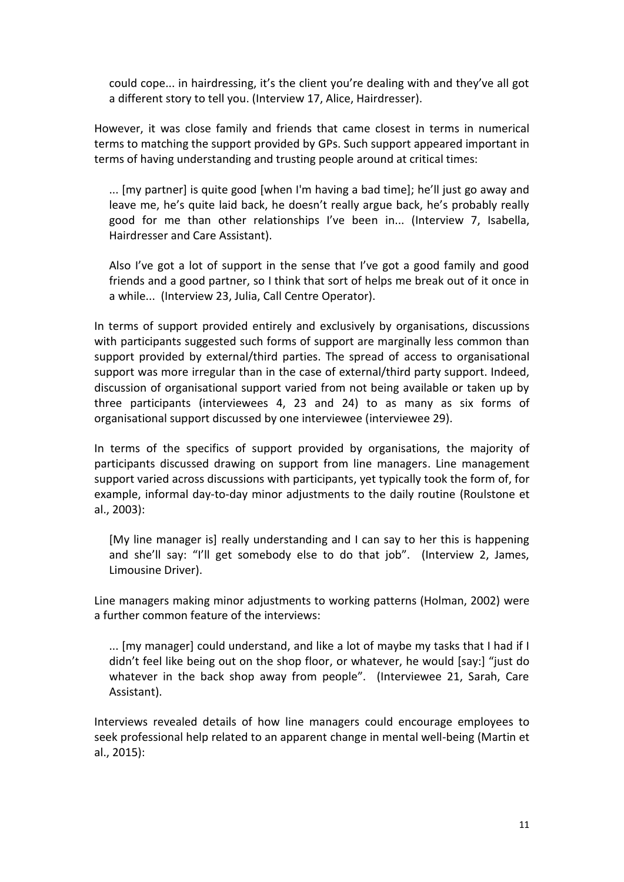> could cope... in hairdressing, it's the client you're dealing with and they've all got a different story to tell you. (Interview 17, Alice, Hairdresser).

However, it was close family and friends that came closest in terms in numerical terms to matching the support provided by GPs. Such support appeared important in terms of having understanding and trusting people around at critical times:

> ... [my partner] is quite good [when I'm having a bad time]; he'll just go away and leave me, he's quite laid back, he doesn't really argue back, he's probably really good for me than other relationships I've been in... (Interview 7, Isabella, Hairdresser and Care Assistant).

> Also I've got a lot of support in the sense that I've got a good family and good friends and a good partner, so I think that sort of helps me break out of it once in a while... (Interview 23, Julia, Call Centre Operator).

In terms of support provided entirely and exclusively by organisations, discussions with participants suggested such forms of support are marginally less common than support provided by external/third parties. The spread of access to organisational support was more irregular than in the case of external/third party support. Indeed, discussion of organisational support varied from not being available or taken up by three participants (interviewees 4, 23 and 24) to as many as six forms of organisational support discussed by one interviewee (interviewee 29).

In terms of the specifics of support provided by organisations, the majority of participants discussed drawing on support from line managers. Line management support varied across discussions with participants, yet typically took the form of, for example, informal day-to-day minor adjustments to the daily routine (Roulstone et al., 2003):

> [My line manager is] really understanding and I can say to her this is happening and she'll say: "I'll get somebody else to do that job". (Interview 2, James, Limousine Driver).

Line managers making minor adjustments to working patterns (Holman, 2002) were a further common feature of the interviews:

> ... [my manager] could understand, and like a lot of maybe my tasks that I had if I didn't feel like being out on the shop floor, or whatever, he would [say:] "just do whatever in the back shop away from people". (Interviewee 21, Sarah, Care Assistant).

Interviews revealed details of how line managers could encourage employees to seek professional help related to an apparent change in mental well-being (Martin et al., 2015):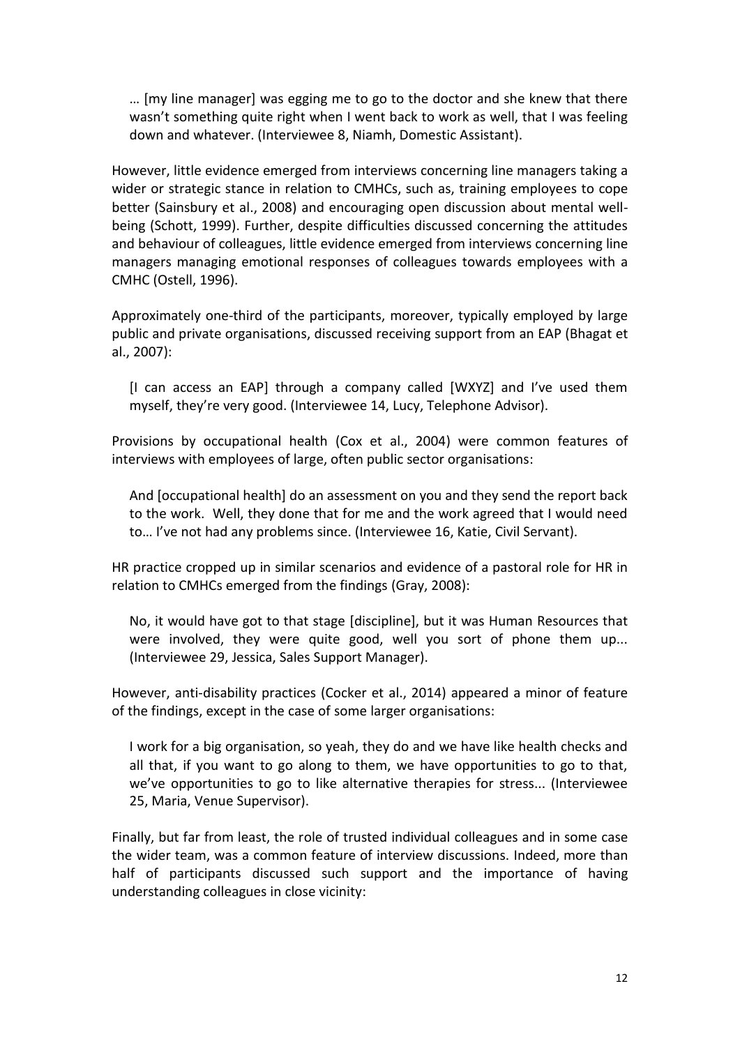> … [my line manager] was egging me to go to the doctor and she knew that there wasn't something quite right when I went back to work as well, that I was feeling down and whatever. (Interviewee 8, Niamh, Domestic Assistant).

However, little evidence emerged from interviews concerning line managers taking a wider or strategic stance in relation to CMHCs, such as, training employees to cope better (Sainsbury et al., 2008) and encouraging open discussion about mental well-being (Schott, 1999). Further, despite difficulties discussed concerning the attitudes and behaviour of colleagues, little evidence emerged from interviews concerning line managers managing emotional responses of colleagues towards employees with a CMHC (Ostell, 1996).

Approximately one-third of the participants, moreover, typically employed by large public and private organisations, discussed receiving support from an EAP (Bhagat et al., 2007):

> [I can access an EAP] through a company called [WXYZ] and I've used them myself, they're very good. (Interviewee 14, Lucy, Telephone Advisor).

Provisions by occupational health (Cox et al., 2004) were common features of interviews with employees of large, often public sector organisations:

> And [occupational health] do an assessment on you and they send the report back to the work. Well, they done that for me and the work agreed that I would need to… I've not had any problems since. (Interviewee 16, Katie, Civil Servant).

HR practice cropped up in similar scenarios and evidence of a pastoral role for HR in relation to CMHCs emerged from the findings (Gray, 2008):

> No, it would have got to that stage [discipline], but it was Human Resources that were involved, they were quite good, well you sort of phone them up... (Interviewee 29, Jessica, Sales Support Manager).

However, anti-disability practices (Cocker et al., 2014) appeared a minor of feature of the findings, except in the case of some larger organisations:

> I work for a big organisation, so yeah, they do and we have like health checks and all that, if you want to go along to them, we have opportunities to go to that, we've opportunities to go to like alternative therapies for stress... (Interviewee 25, Maria, Venue Supervisor).

Finally, but far from least, the role of trusted individual colleagues and in some case the wider team, was a common feature of interview discussions. Indeed, more than half of participants discussed such support and the importance of having understanding colleagues in close vicinity: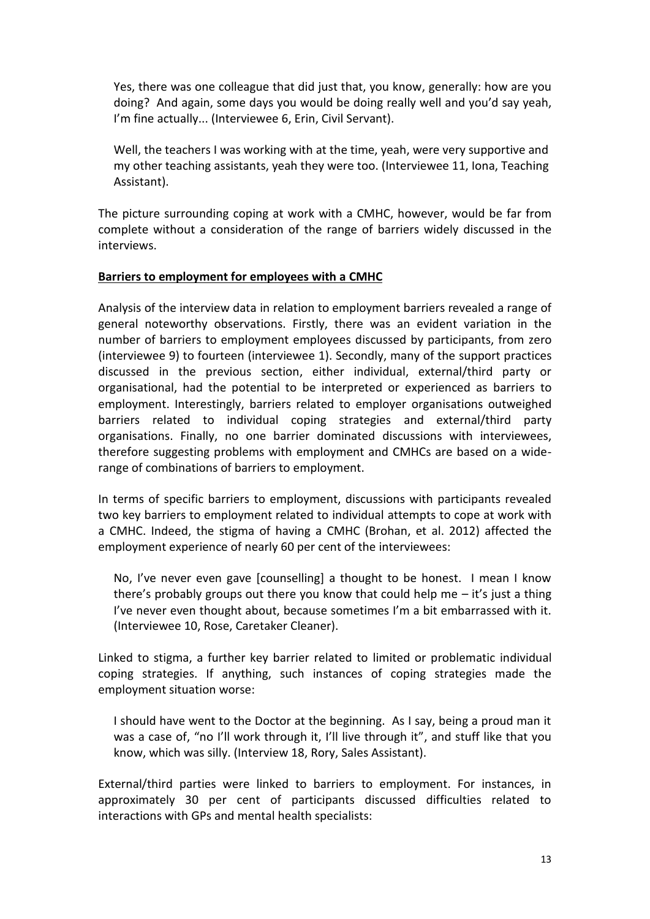> Yes, there was one colleague that did just that, you know, generally: how are you doing? And again, some days you would be doing really well and you'd say yeah, I'm fine actually... (Interviewee 6, Erin, Civil Servant).

> Well, the teachers I was working with at the time, yeah, were very supportive and my other teaching assistants, yeah they were too. (Interviewee 11, Iona, Teaching Assistant).

The picture surrounding coping at work with a CMHC, however, would be far from complete without a consideration of the range of barriers widely discussed in the interviews.

**Barriers to employment for employees with a CMHC**

Analysis of the interview data in relation to employment barriers revealed a range of general noteworthy observations. Firstly, there was an evident variation in the number of barriers to employment employees discussed by participants, from zero (interviewee 9) to fourteen (interviewee 1). Secondly, many of the support practices discussed in the previous section, either individual, external/third party or organisational, had the potential to be interpreted or experienced as barriers to employment. Interestingly, barriers related to employer organisations outweighed barriers related to individual coping strategies and external/third party organisations. Finally, no one barrier dominated discussions with interviewees, therefore suggesting problems with employment and CMHCs are based on a wide-range of combinations of barriers to employment.

In terms of specific barriers to employment, discussions with participants revealed two key barriers to employment related to individual attempts to cope at work with a CMHC. Indeed, the stigma of having a CMHC (Brohan, et al. 2012) affected the employment experience of nearly 60 per cent of the interviewees:

> No, I've never even gave [counselling] a thought to be honest. I mean I know there's probably groups out there you know that could help me – it's just a thing I've never even thought about, because sometimes I'm a bit embarrassed with it. (Interviewee 10, Rose, Caretaker Cleaner).

Linked to stigma, a further key barrier related to limited or problematic individual coping strategies. If anything, such instances of coping strategies made the employment situation worse:

> I should have went to the Doctor at the beginning. As I say, being a proud man it was a case of, "no I'll work through it, I'll live through it", and stuff like that you know, which was silly. (Interview 18, Rory, Sales Assistant).

External/third parties were linked to barriers to employment. For instances, in approximately 30 per cent of participants discussed difficulties related to interactions with GPs and mental health specialists: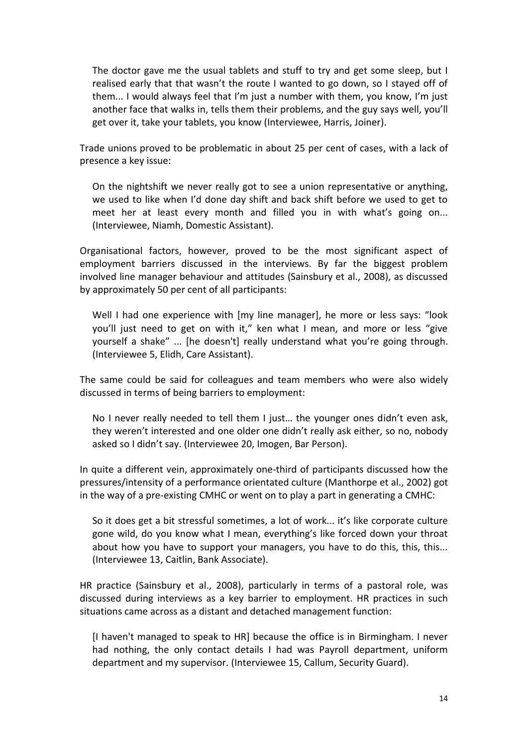> The doctor gave me the usual tablets and stuff to try and get some sleep, but I realised early that that wasn't the route I wanted to go down, so I stayed off of them... I would always feel that I'm just a number with them, you know, I'm just another face that walks in, tells them their problems, and the guy says well, you'll get over it, take your tablets, you know (Interviewee, Harris, Joiner).

Trade unions proved to be problematic in about 25 per cent of cases, with a lack of presence a key issue:

> On the nightshift we never really got to see a union representative or anything, we used to like when I'd done day shift and back shift before we used to get to meet her at least every month and filled you in with what's going on... (Interviewee, Niamh, Domestic Assistant).

Organisational factors, however, proved to be the most significant aspect of employment barriers discussed in the interviews. By far the biggest problem involved line manager behaviour and attitudes (Sainsbury et al., 2008), as discussed by approximately 50 per cent of all participants:

> Well I had one experience with [my line manager], he more or less says: "look you'll just need to get on with it," ken what I mean, and more or less "give yourself a shake" ... [he doesn't] really understand what you're going through. (Interviewee 5, Elidh, Care Assistant).

The same could be said for colleagues and team members who were also widely discussed in terms of being barriers to employment:

> No I never really needed to tell them I just… the younger ones didn't even ask, they weren't interested and one older one didn't really ask either, so no, nobody asked so I didn't say. (Interviewee 20, Imogen, Bar Person).

In quite a different vein, approximately one-third of participants discussed how the pressures/intensity of a performance orientated culture (Manthorpe et al., 2002) got in the way of a pre-existing CMHC or went on to play a part in generating a CMHC:

> So it does get a bit stressful sometimes, a lot of work... it's like corporate culture gone wild, do you know what I mean, everything's like forced down your throat about how you have to support your managers, you have to do this, this, this... (Interviewee 13, Caitlin, Bank Associate).

HR practice (Sainsbury et al., 2008), particularly in terms of a pastoral role, was discussed during interviews as a key barrier to employment. HR practices in such situations came across as a distant and detached management function:

> [I haven't managed to speak to HR] because the office is in Birmingham. I never had nothing, the only contact details I had was Payroll department, uniform department and my supervisor. (Interviewee 15, Callum, Security Guard).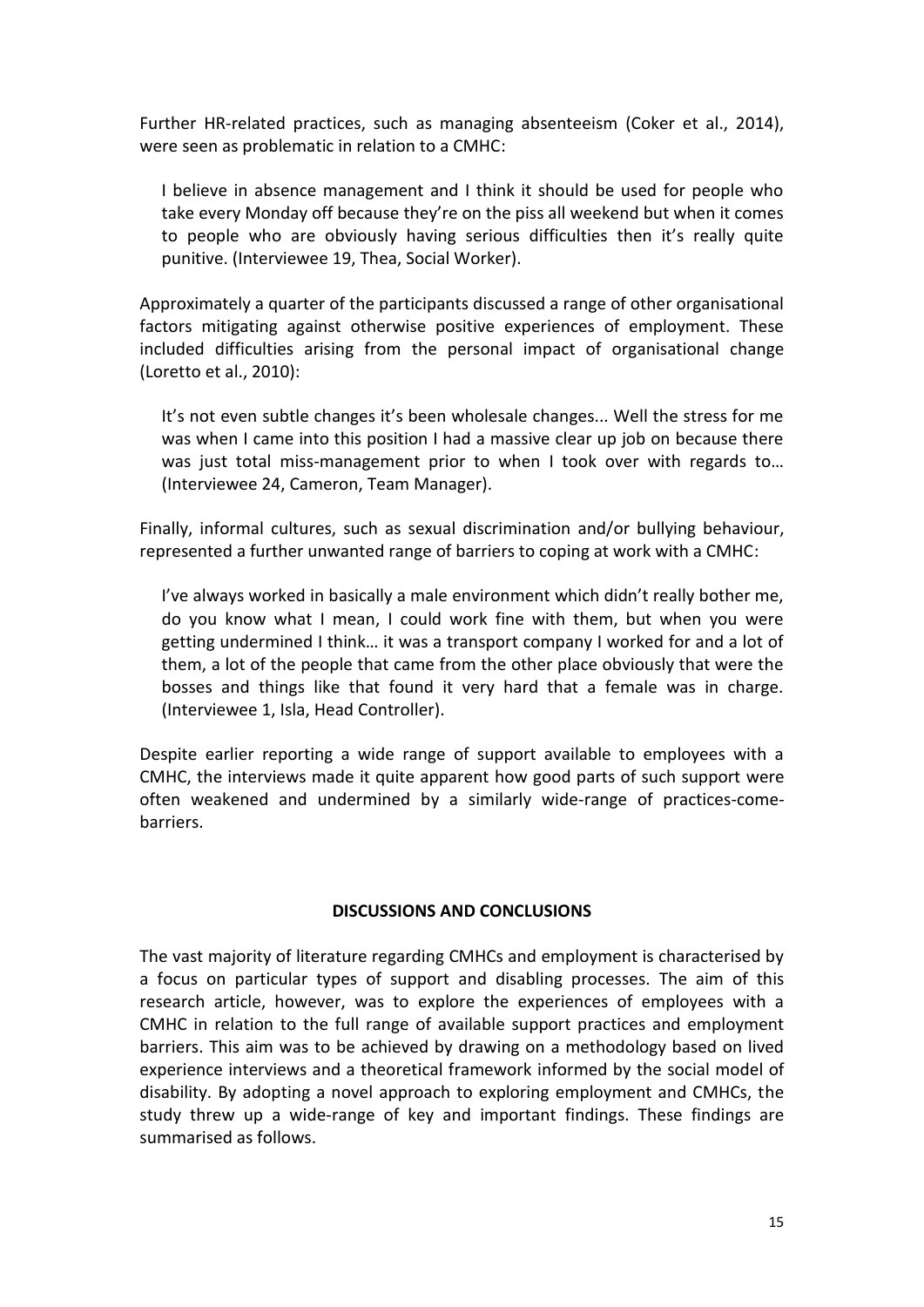Further HR-related practices, such as managing absenteeism (Coker et al., 2014), were seen as problematic in relation to a CMHC:

> I believe in absence management and I think it should be used for people who take every Monday off because they're on the piss all weekend but when it comes to people who are obviously having serious difficulties then it's really quite punitive. (Interviewee 19, Thea, Social Worker).

Approximately a quarter of the participants discussed a range of other organisational factors mitigating against otherwise positive experiences of employment. These included difficulties arising from the personal impact of organisational change (Loretto et al., 2010):

> It's not even subtle changes it's been wholesale changes... Well the stress for me was when I came into this position I had a massive clear up job on because there was just total miss-management prior to when I took over with regards to… (Interviewee 24, Cameron, Team Manager).

Finally, informal cultures, such as sexual discrimination and/or bullying behaviour, represented a further unwanted range of barriers to coping at work with a CMHC:

> I've always worked in basically a male environment which didn't really bother me, do you know what I mean, I could work fine with them, but when you were getting undermined I think… it was a transport company I worked for and a lot of them, a lot of the people that came from the other place obviously that were the bosses and things like that found it very hard that a female was in charge. (Interviewee 1, Isla, Head Controller).

Despite earlier reporting a wide range of support available to employees with a CMHC, the interviews made it quite apparent how good parts of such support were often weakened and undermined by a similarly wide-range of practices-come-barriers.

## DISCUSSIONS AND CONCLUSIONS

The vast majority of literature regarding CMHCs and employment is characterised by a focus on particular types of support and disabling processes. The aim of this research article, however, was to explore the experiences of employees with a CMHC in relation to the full range of available support practices and employment barriers. This aim was to be achieved by drawing on a methodology based on lived experience interviews and a theoretical framework informed by the social model of disability. By adopting a novel approach to exploring employment and CMHCs, the study threw up a wide-range of key and important findings. These findings are summarised as follows.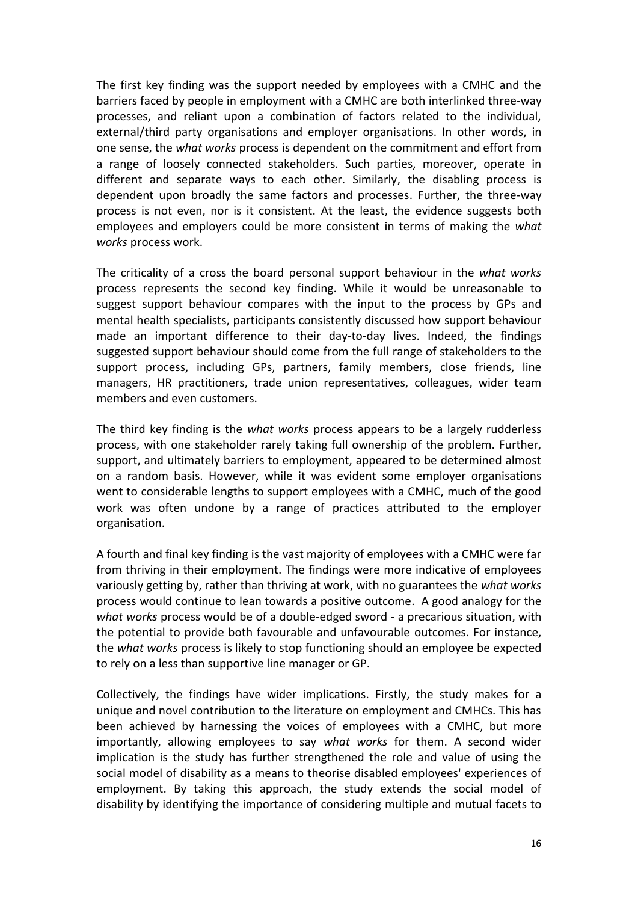The first key finding was the support needed by employees with a CMHC and the barriers faced by people in employment with a CMHC are both interlinked three-way processes, and reliant upon a combination of factors related to the individual, external/third party organisations and employer organisations. In other words, in one sense, the *what works* process is dependent on the commitment and effort from a range of loosely connected stakeholders. Such parties, moreover, operate in different and separate ways to each other. Similarly, the disabling process is dependent upon broadly the same factors and processes. Further, the three-way process is not even, nor is it consistent. At the least, the evidence suggests both employees and employers could be more consistent in terms of making the *what works* process work.

The criticality of a cross the board personal support behaviour in the *what works* process represents the second key finding. While it would be unreasonable to suggest support behaviour compares with the input to the process by GPs and mental health specialists, participants consistently discussed how support behaviour made an important difference to their day-to-day lives. Indeed, the findings suggested support behaviour should come from the full range of stakeholders to the support process, including GPs, partners, family members, close friends, line managers, HR practitioners, trade union representatives, colleagues, wider team members and even customers.

The third key finding is the *what works* process appears to be a largely rudderless process, with one stakeholder rarely taking full ownership of the problem. Further, support, and ultimately barriers to employment, appeared to be determined almost on a random basis. However, while it was evident some employer organisations went to considerable lengths to support employees with a CMHC, much of the good work was often undone by a range of practices attributed to the employer organisation.

A fourth and final key finding is the vast majority of employees with a CMHC were far from thriving in their employment. The findings were more indicative of employees variously getting by, rather than thriving at work, with no guarantees the *what works* process would continue to lean towards a positive outcome. A good analogy for the *what works* process would be of a double-edged sword - a precarious situation, with the potential to provide both favourable and unfavourable outcomes. For instance, the *what works* process is likely to stop functioning should an employee be expected to rely on a less than supportive line manager or GP.

Collectively, the findings have wider implications. Firstly, the study makes for a unique and novel contribution to the literature on employment and CMHCs. This has been achieved by harnessing the voices of employees with a CMHC, but more importantly, allowing employees to say *what works* for them. A second wider implication is the study has further strengthened the role and value of using the social model of disability as a means to theorise disabled employees' experiences of employment. By taking this approach, the study extends the social model of disability by identifying the importance of considering multiple and mutual facets to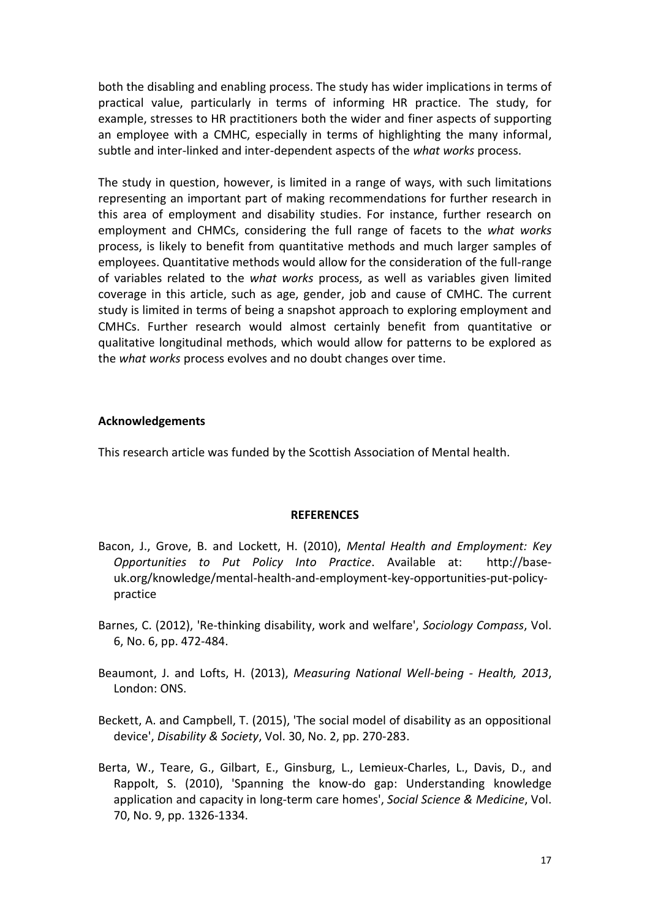both the disabling and enabling process. The study has wider implications in terms of practical value, particularly in terms of informing HR practice. The study, for example, stresses to HR practitioners both the wider and finer aspects of supporting an employee with a CMHC, especially in terms of highlighting the many informal, subtle and inter-linked and inter-dependent aspects of the *what works* process.

The study in question, however, is limited in a range of ways, with such limitations representing an important part of making recommendations for further research in this area of employment and disability studies. For instance, further research on employment and CHMCs, considering the full range of facets to the *what works* process, is likely to benefit from quantitative methods and much larger samples of employees. Quantitative methods would allow for the consideration of the full-range of variables related to the *what works* process, as well as variables given limited coverage in this article, such as age, gender, job and cause of CMHC. The current study is limited in terms of being a snapshot approach to exploring employment and CMHCs. Further research would almost certainly benefit from quantitative or qualitative longitudinal methods, which would allow for patterns to be explored as the *what works* process evolves and no doubt changes over time.

**Acknowledgements**

This research article was funded by the Scottish Association of Mental health.

**REFERENCES**

Bacon, J., Grove, B. and Lockett, H. (2010), *Mental Health and Employment: Key Opportunities to Put Policy Into Practice*. Available at: http://base-uk.org/knowledge/mental-health-and-employment-key-opportunities-put-policy-practice

Barnes, C. (2012), 'Re-thinking disability, work and welfare', *Sociology Compass*, Vol. 6, No. 6, pp. 472-484.

Beaumont, J. and Lofts, H. (2013), *Measuring National Well-being - Health, 2013*, London: ONS.

Beckett, A. and Campbell, T. (2015), 'The social model of disability as an oppositional device', *Disability & Society*, Vol. 30, No. 2, pp. 270-283.

Berta, W., Teare, G., Gilbart, E., Ginsburg, L., Lemieux-Charles, L., Davis, D., and Rappolt, S. (2010), 'Spanning the know-do gap: Understanding knowledge application and capacity in long-term care homes', *Social Science & Medicine*, Vol. 70, No. 9, pp. 1326-1334.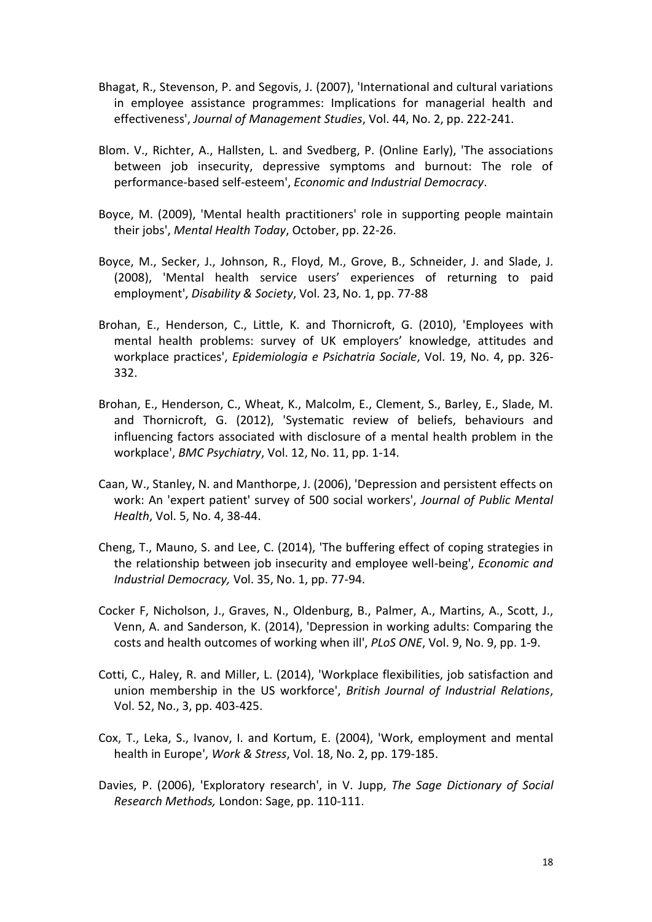Bhagat, R., Stevenson, P. and Segovis, J. (2007), 'International and cultural variations in employee assistance programmes: Implications for managerial health and effectiveness', *Journal of Management Studies*, Vol. 44, No. 2, pp. 222-241.

Blom. V., Richter, A., Hallsten, L. and Svedberg, P. (Online Early), 'The associations between job insecurity, depressive symptoms and burnout: The role of performance-based self-esteem', *Economic and Industrial Democracy*.

Boyce, M. (2009), 'Mental health practitioners' role in supporting people maintain their jobs', *Mental Health Today*, October, pp. 22-26.

Boyce, M., Secker, J., Johnson, R., Floyd, M., Grove, B., Schneider, J. and Slade, J. (2008), 'Mental health service users' experiences of returning to paid employment', *Disability & Society*, Vol. 23, No. 1, pp. 77-88

Brohan, E., Henderson, C., Little, K. and Thornicroft, G. (2010), 'Employees with mental health problems: survey of UK employers' knowledge, attitudes and workplace practices', *Epidemiologia e Psichatria Sociale*, Vol. 19, No. 4, pp. 326-332.

Brohan, E., Henderson, C., Wheat, K., Malcolm, E., Clement, S., Barley, E., Slade, M. and Thornicroft, G. (2012), 'Systematic review of beliefs, behaviours and influencing factors associated with disclosure of a mental health problem in the workplace', *BMC Psychiatry*, Vol. 12, No. 11, pp. 1-14.

Caan, W., Stanley, N. and Manthorpe, J. (2006), 'Depression and persistent effects on work: An 'expert patient' survey of 500 social workers', *Journal of Public Mental Health*, Vol. 5, No. 4, 38-44.

Cheng, T., Mauno, S. and Lee, C. (2014), 'The buffering effect of coping strategies in the relationship between job insecurity and employee well-being', *Economic and Industrial Democracy,* Vol. 35, No. 1, pp. 77-94.

Cocker F, Nicholson, J., Graves, N., Oldenburg, B., Palmer, A., Martins, A., Scott, J., Venn, A. and Sanderson, K. (2014), 'Depression in working adults: Comparing the costs and health outcomes of working when ill', *PLoS ONE*, Vol. 9, No. 9, pp. 1-9.

Cotti, C., Haley, R. and Miller, L. (2014), 'Workplace flexibilities, job satisfaction and union membership in the US workforce', *British Journal of Industrial Relations*, Vol. 52, No., 3, pp. 403-425.

Cox, T., Leka, S., Ivanov, I. and Kortum, E. (2004), 'Work, employment and mental health in Europe', *Work & Stress*, Vol. 18, No. 2, pp. 179-185.

Davies, P. (2006), 'Exploratory research', in V. Jupp, *The Sage Dictionary of Social Research Methods,* London: Sage, pp. 110-111.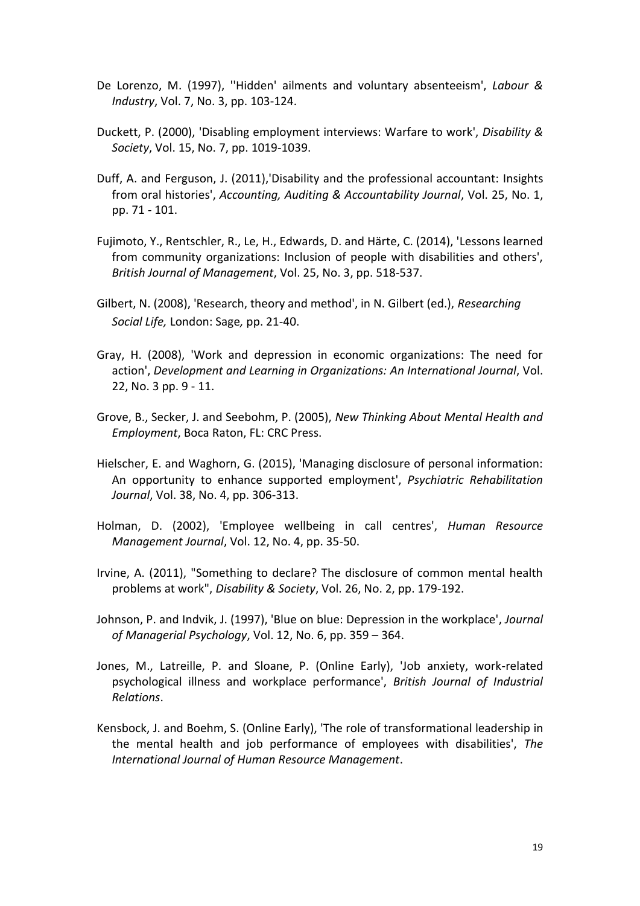De Lorenzo, M. (1997), ''Hidden' ailments and voluntary absenteeism', *Labour & Industry*, Vol. 7, No. 3, pp. 103-124.

Duckett, P. (2000), 'Disabling employment interviews: Warfare to work', *Disability & Society*, Vol. 15, No. 7, pp. 1019-1039.

Duff, A. and Ferguson, J. (2011),'Disability and the professional accountant: Insights from oral histories', *Accounting, Auditing & Accountability Journal*, Vol. 25, No. 1, pp. 71 - 101.

Fujimoto, Y., Rentschler, R., Le, H., Edwards, D. and Härte, C. (2014), 'Lessons learned from community organizations: Inclusion of people with disabilities and others', *British Journal of Management*, Vol. 25, No. 3, pp. 518-537.

Gilbert, N. (2008), 'Research, theory and method', in N. Gilbert (ed.), *Researching Social Life,* London: Sage*,* pp. 21-40.

Gray, H. (2008), 'Work and depression in economic organizations: The need for action', *Development and Learning in Organizations: An International Journal*, Vol. 22, No. 3 pp. 9 - 11.

Grove, B., Secker, J. and Seebohm, P. (2005), *New Thinking About Mental Health and Employment*, Boca Raton, FL: CRC Press.

Hielscher, E. and Waghorn, G. (2015), 'Managing disclosure of personal information: An opportunity to enhance supported employment', *Psychiatric Rehabilitation Journal*, Vol. 38, No. 4, pp. 306-313.

Holman, D. (2002), 'Employee wellbeing in call centres', *Human Resource Management Journal*, Vol. 12, No. 4, pp. 35-50.

Irvine, A. (2011), "Something to declare? The disclosure of common mental health problems at work", *Disability & Society*, Vol. 26, No. 2, pp. 179-192.

Johnson, P. and Indvik, J. (1997), 'Blue on blue: Depression in the workplace', *Journal of Managerial Psychology*, Vol. 12, No. 6, pp. 359 – 364.

Jones, M., Latreille, P. and Sloane, P. (Online Early), 'Job anxiety, work-related psychological illness and workplace performance', *British Journal of Industrial Relations*.

Kensbock, J. and Boehm, S. (Online Early), 'The role of transformational leadership in the mental health and job performance of employees with disabilities', *The International Journal of Human Resource Management*.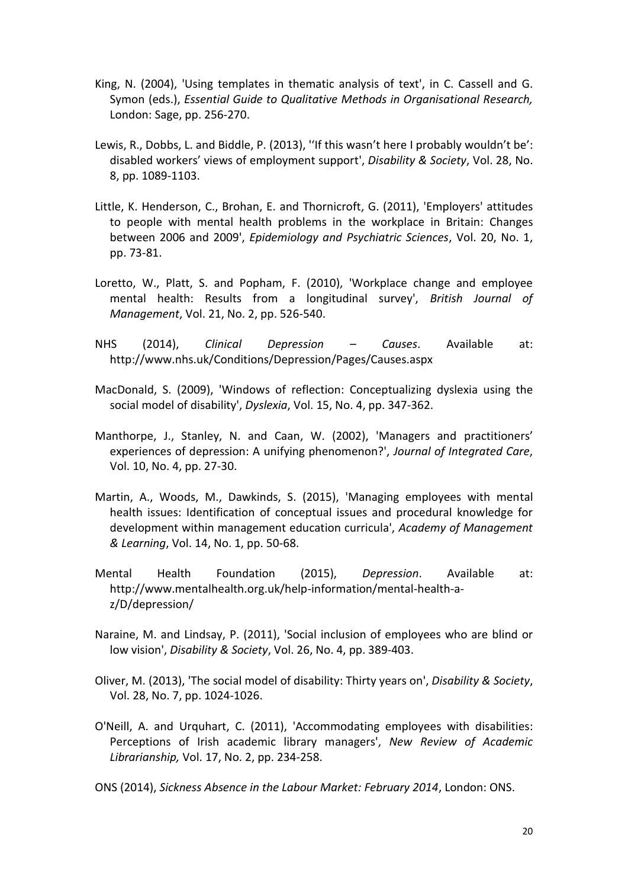King, N. (2004), 'Using templates in thematic analysis of text', in C. Cassell and G. Symon (eds.), *Essential Guide to Qualitative Methods in Organisational Research,* London: Sage, pp. 256-270.

Lewis, R., Dobbs, L. and Biddle, P. (2013), ''If this wasn't here I probably wouldn't be': disabled workers' views of employment support', *Disability & Society*, Vol. 28, No. 8, pp. 1089-1103.

Little, K. Henderson, C., Brohan, E. and Thornicroft, G. (2011), 'Employers' attitudes to people with mental health problems in the workplace in Britain: Changes between 2006 and 2009', *Epidemiology and Psychiatric Sciences*, Vol. 20, No. 1, pp. 73-81.

Loretto, W., Platt, S. and Popham, F. (2010), 'Workplace change and employee mental health: Results from a longitudinal survey', *British Journal of Management*, Vol. 21, No. 2, pp. 526-540.

NHS (2014), *Clinical Depression – Causes*. Available at: http://www.nhs.uk/Conditions/Depression/Pages/Causes.aspx

MacDonald, S. (2009), 'Windows of reflection: Conceptualizing dyslexia using the social model of disability', *Dyslexia*, Vol. 15, No. 4, pp. 347-362.

Manthorpe, J., Stanley, N. and Caan, W. (2002), 'Managers and practitioners' experiences of depression: A unifying phenomenon?', *Journal of Integrated Care*, Vol. 10, No. 4, pp. 27-30.

Martin, A., Woods, M., Dawkinds, S. (2015), 'Managing employees with mental health issues: Identification of conceptual issues and procedural knowledge for development within management education curricula', *Academy of Management & Learning*, Vol. 14, No. 1, pp. 50-68.

Mental Health Foundation (2015), *Depression*. Available at: http://www.mentalhealth.org.uk/help-information/mental-health-a-z/D/depression/

Naraine, M. and Lindsay, P. (2011), 'Social inclusion of employees who are blind or low vision', *Disability & Society*, Vol. 26, No. 4, pp. 389-403.

Oliver, M. (2013), 'The social model of disability: Thirty years on', *Disability & Society*, Vol. 28, No. 7, pp. 1024-1026.

O'Neill, A. and Urquhart, C. (2011), 'Accommodating employees with disabilities: Perceptions of Irish academic library managers', *New Review of Academic Librarianship,* Vol. 17, No. 2, pp. 234-258.

ONS (2014), *Sickness Absence in the Labour Market: February 2014*, London: ONS.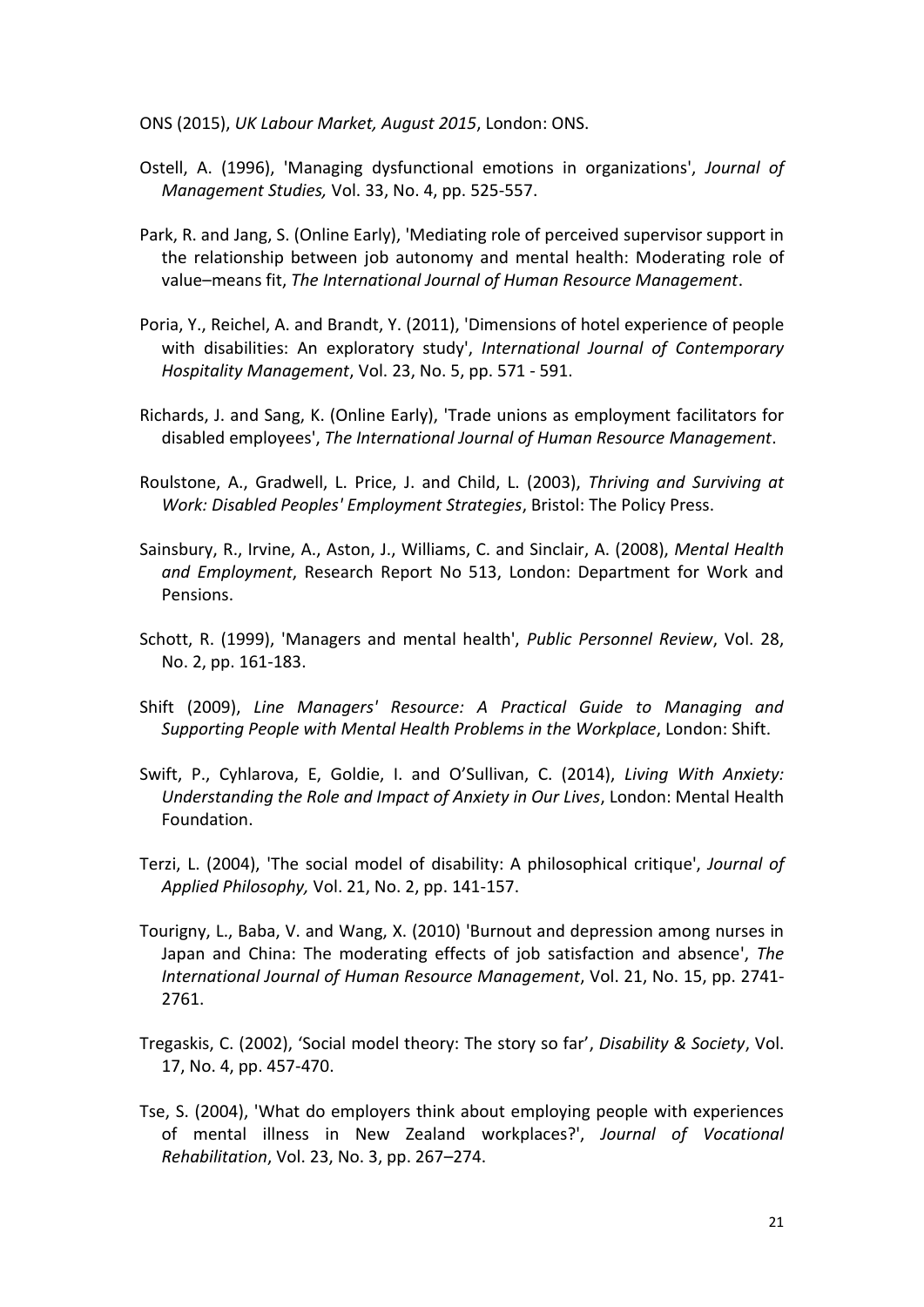ONS (2015), *UK Labour Market, August 2015*, London: ONS.

Ostell, A. (1996), 'Managing dysfunctional emotions in organizations', *Journal of Management Studies,* Vol. 33, No. 4, pp. 525-557.

Park, R. and Jang, S. (Online Early), 'Mediating role of perceived supervisor support in the relationship between job autonomy and mental health: Moderating role of value–means fit, *The International Journal of Human Resource Management*.

Poria, Y., Reichel, A. and Brandt, Y. (2011), 'Dimensions of hotel experience of people with disabilities: An exploratory study', *International Journal of Contemporary Hospitality Management*, Vol. 23, No. 5, pp. 571 - 591.

Richards, J. and Sang, K. (Online Early), 'Trade unions as employment facilitators for disabled employees', *The International Journal of Human Resource Management*.

Roulstone, A., Gradwell, L. Price, J. and Child, L. (2003), *Thriving and Surviving at Work: Disabled Peoples' Employment Strategies*, Bristol: The Policy Press.

Sainsbury, R., Irvine, A., Aston, J., Williams, C. and Sinclair, A. (2008), *Mental Health and Employment*, Research Report No 513, London: Department for Work and Pensions.

Schott, R. (1999), 'Managers and mental health', *Public Personnel Review*, Vol. 28, No. 2, pp. 161-183.

Shift (2009), *Line Managers' Resource: A Practical Guide to Managing and Supporting People with Mental Health Problems in the Workplace*, London: Shift.

Swift, P., Cyhlarova, E, Goldie, I. and O'Sullivan, C. (2014), *Living With Anxiety: Understanding the Role and Impact of Anxiety in Our Lives*, London: Mental Health Foundation.

Terzi, L. (2004), 'The social model of disability: A philosophical critique', *Journal of Applied Philosophy,* Vol. 21, No. 2, pp. 141-157.

Tourigny, L., Baba, V. and Wang, X. (2010) 'Burnout and depression among nurses in Japan and China: The moderating effects of job satisfaction and absence', *The International Journal of Human Resource Management*, Vol. 21, No. 15, pp. 2741-2761.

Tregaskis, C. (2002), 'Social model theory: The story so far', *Disability & Society*, Vol. 17, No. 4, pp. 457-470.

Tse, S. (2004), 'What do employers think about employing people with experiences of mental illness in New Zealand workplaces?', *Journal of Vocational Rehabilitation*, Vol. 23, No. 3, pp. 267–274.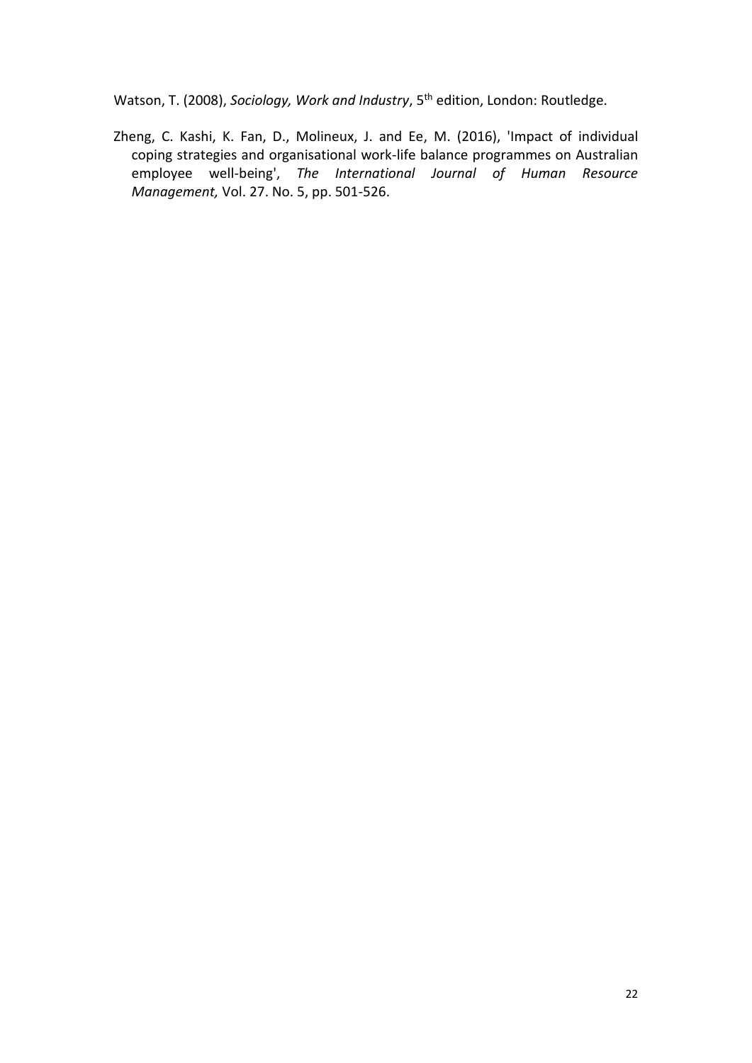Watson, T. (2008), *Sociology, Work and Industry*, 5th edition, London: Routledge.

Zheng, C. Kashi, K. Fan, D., Molineux, J. and Ee, M. (2016), 'Impact of individual coping strategies and organisational work-life balance programmes on Australian employee well-being', *The International Journal of Human Resource Management,* Vol. 27. No. 5, pp. 501-526.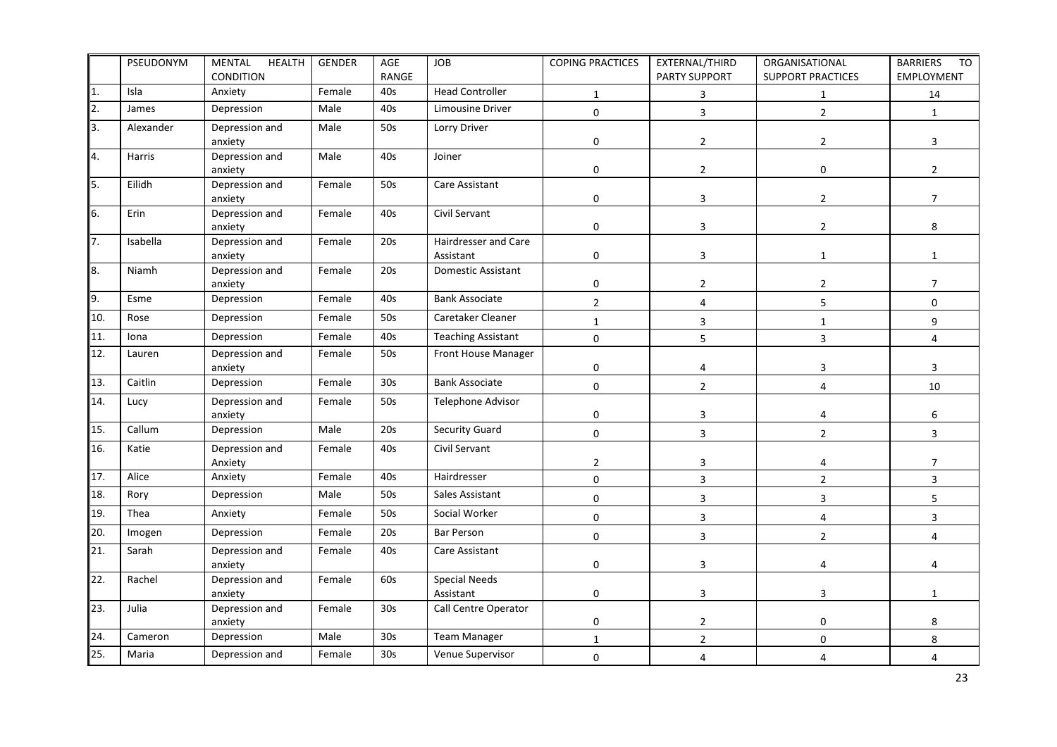| | PSEUDONYM | MENTAL HEALTH CONDITION | GENDER | AGE RANGE | JOB | COPING PRACTICES | EXTERNAL/THIRD PARTY SUPPORT | ORGANISATIONAL SUPPORT PRACTICES | BARRIERS TO EMPLOYMENT |
|---|---|---|---|---|---|---|---|---|---|
| 1. | Isla | Anxiety | Female | 40s | Head Controller | 1 | 3 | 1 | 14 |
| 2. | James | Depression | Male | 40s | Limousine Driver | 0 | 3 | 2 | 1 |
| 3. | Alexander | Depression and anxiety | Male | 50s | Lorry Driver | 0 | 2 | 2 | 3 |
| 4. | Harris | Depression and anxiety | Male | 40s | Joiner | 0 | 2 | 0 | 2 |
| 5. | Eilidh | Depression and anxiety | Female | 50s | Care Assistant | 0 | 3 | 2 | 7 |
| 6. | Erin | Depression and anxiety | Female | 40s | Civil Servant | 0 | 3 | 2 | 8 |
| 7. | Isabella | Depression and anxiety | Female | 20s | Hairdresser and Care Assistant | 0 | 3 | 1 | 1 |
| 8. | Niamh | Depression and anxiety | Female | 20s | Domestic Assistant | 0 | 2 | 2 | 7 |
| 9. | Esme | Depression | Female | 40s | Bank Associate | 2 | 4 | 5 | 0 |
| 10. | Rose | Depression | Female | 50s | Caretaker Cleaner | 1 | 3 | 1 | 9 |
| 11. | Iona | Depression | Female | 40s | Teaching Assistant | 0 | 5 | 3 | 4 |
| 12. | Lauren | Depression and anxiety | Female | 50s | Front House Manager | 0 | 4 | 3 | 3 |
| 13. | Caitlin | Depression | Female | 30s | Bank Associate | 0 | 2 | 4 | 10 |
| 14. | Lucy | Depression and anxiety | Female | 50s | Telephone Advisor | 0 | 3 | 4 | 6 |
| 15. | Callum | Depression | Male | 20s | Security Guard | 0 | 3 | 2 | 3 |
| 16. | Katie | Depression and Anxiety | Female | 40s | Civil Servant | 2 | 3 | 4 | 7 |
| 17. | Alice | Anxiety | Female | 40s | Hairdresser | 0 | 3 | 2 | 3 |
| 18. | Rory | Depression | Male | 50s | Sales Assistant | 0 | 3 | 3 | 5 |
| 19. | Thea | Anxiety | Female | 50s | Social Worker | 0 | 3 | 4 | 3 |
| 20. | Imogen | Depression | Female | 20s | Bar Person | 0 | 3 | 2 | 4 |
| 21. | Sarah | Depression and anxiety | Female | 40s | Care Assistant | 0 | 3 | 4 | 4 |
| 22. | Rachel | Depression and anxiety | Female | 60s | Special Needs Assistant | 0 | 3 | 3 | 1 |
| 23. | Julia | Depression and anxiety | Female | 30s | Call Centre Operator | 0 | 2 | 0 | 8 |
| 24. | Cameron | Depression | Male | 30s | Team Manager | 1 | 2 | 0 | 8 |
| 25. | Maria | Depression and | Female | 30s | Venue Supervisor | 0 | 4 | 4 | 4 |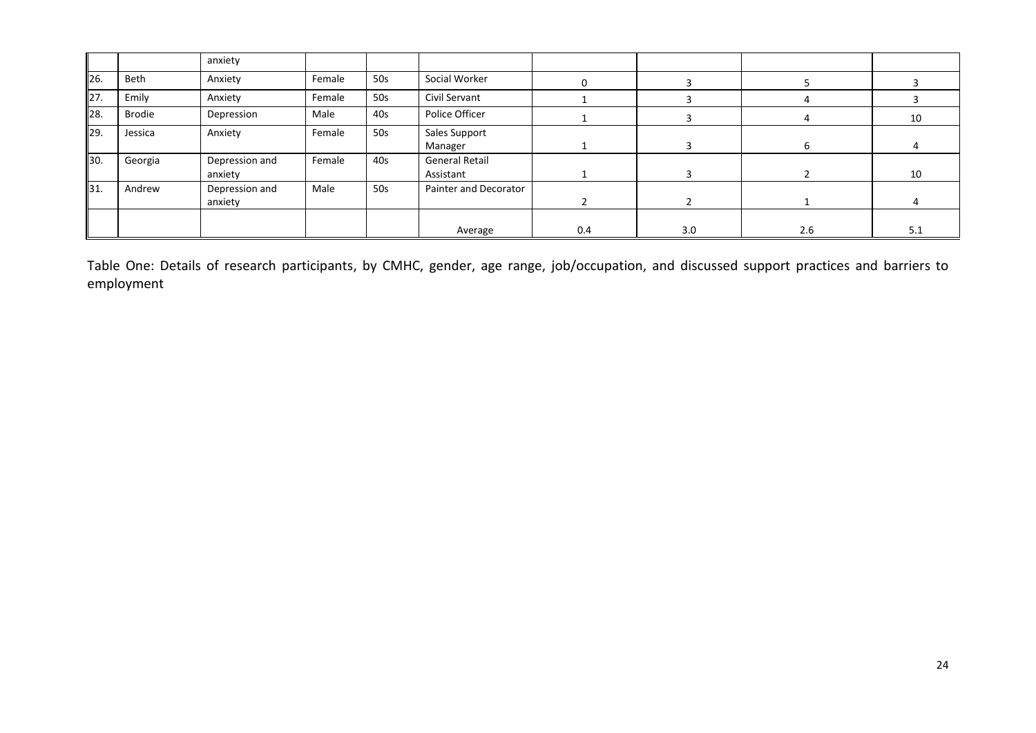| | | | | | | | | | |
|---|---|---|---|---|---|---|---|---|---|
| | | anxiety | | | | | | | |
| 26. | Beth | Anxiety | Female | 50s | Social Worker | 0 | 3 | 5 | 3 |
| 27. | Emily | Anxiety | Female | 50s | Civil Servant | 1 | 3 | 4 | 3 |
| 28. | Brodie | Depression | Male | 40s | Police Officer | 1 | 3 | 4 | 10 |
| 29. | Jessica | Anxiety | Female | 50s | Sales Support Manager | 1 | 3 | 6 | 4 |
| 30. | Georgia | Depression and anxiety | Female | 40s | General Retail Assistant | 1 | 3 | 2 | 10 |
| 31. | Andrew | Depression and anxiety | Male | 50s | Painter and Decorator | 2 | 2 | 1 | 4 |
| | | | | | Average | 0.4 | 3.0 | 2.6 | 5.1 |

Table One: Details of research participants, by CMHC, gender, age range, job/occupation, and discussed support practices and barriers to employment